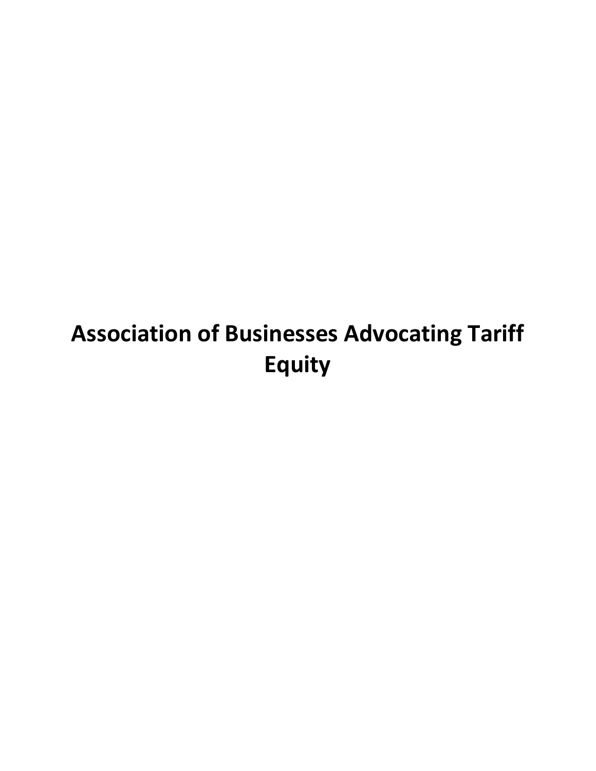# Association of Businesses Advocating Tariff Equity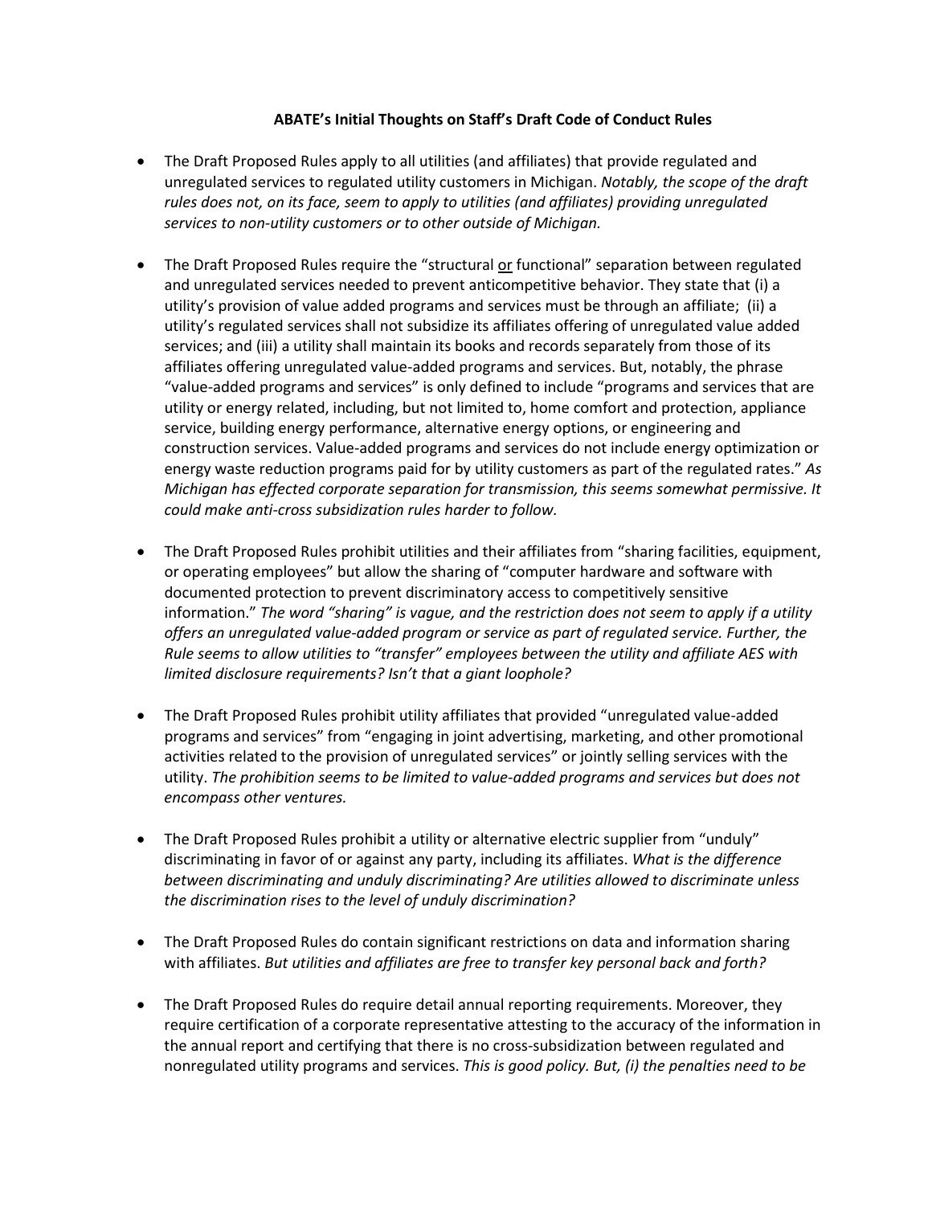**ABATE's Initial Thoughts on Staff's Draft Code of Conduct Rules**

- The Draft Proposed Rules apply to all utilities (and affiliates) that provide regulated and unregulated services to regulated utility customers in Michigan. *Notably, the scope of the draft rules does not, on its face, seem to apply to utilities (and affiliates) providing unregulated services to non-utility customers or to other outside of Michigan.*

- The Draft Proposed Rules require the "structural or functional" separation between regulated and unregulated services needed to prevent anticompetitive behavior. They state that (i) a utility's provision of value added programs and services must be through an affiliate; (ii) a utility's regulated services shall not subsidize its affiliates offering of unregulated value added services; and (iii) a utility shall maintain its books and records separately from those of its affiliates offering unregulated value-added programs and services. But, notably, the phrase "value-added programs and services" is only defined to include "programs and services that are utility or energy related, including, but not limited to, home comfort and protection, appliance service, building energy performance, alternative energy options, or engineering and construction services. Value-added programs and services do not include energy optimization or energy waste reduction programs paid for by utility customers as part of the regulated rates." *As Michigan has effected corporate separation for transmission, this seems somewhat permissive. It could make anti-cross subsidization rules harder to follow.*

- The Draft Proposed Rules prohibit utilities and their affiliates from "sharing facilities, equipment, or operating employees" but allow the sharing of "computer hardware and software with documented protection to prevent discriminatory access to competitively sensitive information." *The word "sharing" is vague, and the restriction does not seem to apply if a utility offers an unregulated value-added program or service as part of regulated service. Further, the Rule seems to allow utilities to "transfer" employees between the utility and affiliate AES with limited disclosure requirements? Isn't that a giant loophole?*

- The Draft Proposed Rules prohibit utility affiliates that provided "unregulated value-added programs and services" from "engaging in joint advertising, marketing, and other promotional activities related to the provision of unregulated services" or jointly selling services with the utility. *The prohibition seems to be limited to value-added programs and services but does not encompass other ventures.*

- The Draft Proposed Rules prohibit a utility or alternative electric supplier from "unduly" discriminating in favor of or against any party, including its affiliates. *What is the difference between discriminating and unduly discriminating? Are utilities allowed to discriminate unless the discrimination rises to the level of unduly discrimination?*

- The Draft Proposed Rules do contain significant restrictions on data and information sharing with affiliates. *But utilities and affiliates are free to transfer key personal back and forth?*

- The Draft Proposed Rules do require detail annual reporting requirements. Moreover, they require certification of a corporate representative attesting to the accuracy of the information in the annual report and certifying that there is no cross-subsidization between regulated and nonregulated utility programs and services. *This is good policy. But, (i) the penalties need to be*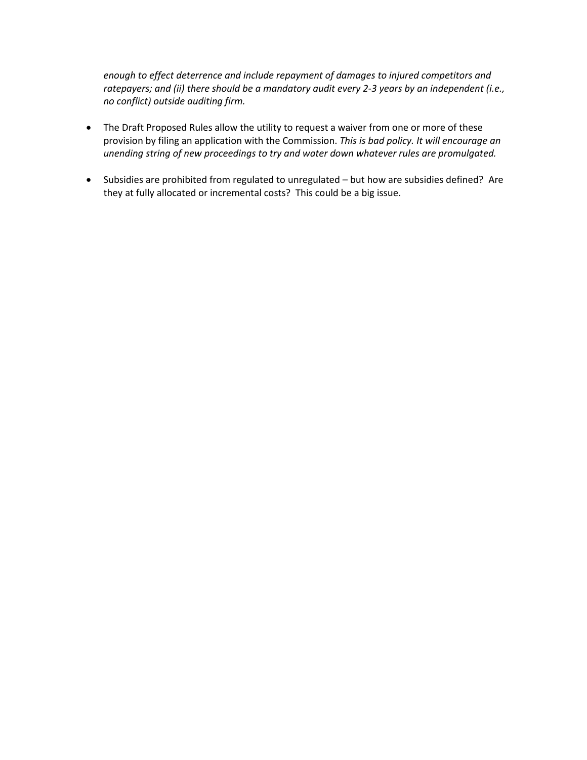*enough to effect deterrence and include repayment of damages to injured competitors and ratepayers; and (ii) there should be a mandatory audit every 2-3 years by an independent (i.e., no conflict) outside auditing firm.*

- The Draft Proposed Rules allow the utility to request a waiver from one or more of these provision by filing an application with the Commission. *This is bad policy. It will encourage an unending string of new proceedings to try and water down whatever rules are promulgated.*

- Subsidies are prohibited from regulated to unregulated – but how are subsidies defined? Are they at fully allocated or incremental costs? This could be a big issue.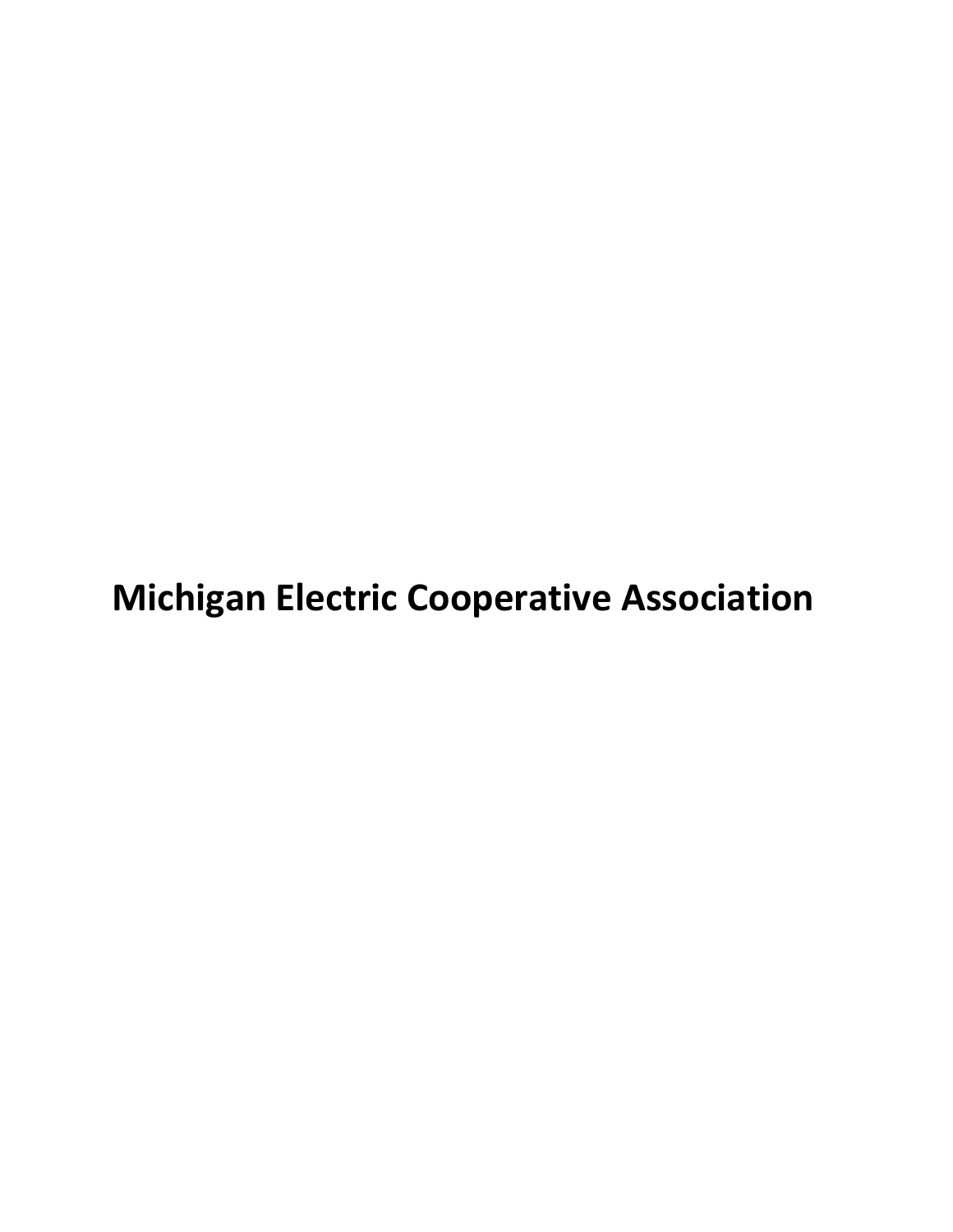# Michigan Electric Cooperative Association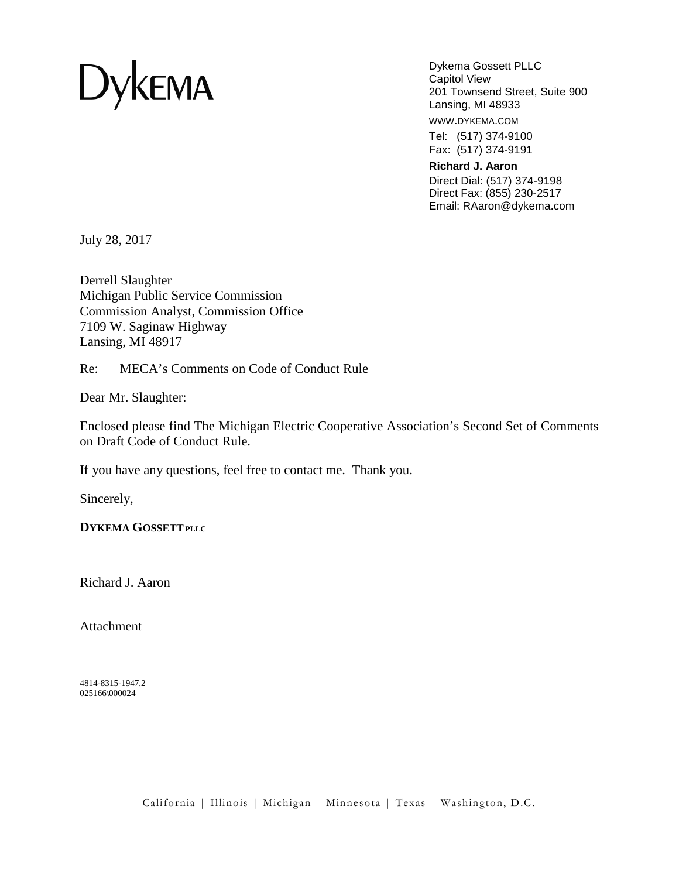Dykema

Dykema Gossett PLLC
Capitol View
201 Townsend Street, Suite 900
Lansing, MI 48933

WWW.DYKEMA.COM

Tel: (517) 374-9100
Fax: (517) 374-9191

**Richard J. Aaron**
Direct Dial: (517) 374-9198
Direct Fax: (855) 230-2517
Email: RAaron@dykema.com

July 28, 2017

Derrell Slaughter
Michigan Public Service Commission
Commission Analyst, Commission Office
7109 W. Saginaw Highway
Lansing, MI 48917

Re: MECA's Comments on Code of Conduct Rule

Dear Mr. Slaughter:

Enclosed please find The Michigan Electric Cooperative Association's Second Set of Comments on Draft Code of Conduct Rule.

If you have any questions, feel free to contact me. Thank you.

Sincerely,

**DYKEMA GOSSETT PLLC**

Richard J. Aaron

Attachment

4814-8315-1947.2
025166\000024

California | Illinois | Michigan | Minnesota | Texas | Washington, D.C.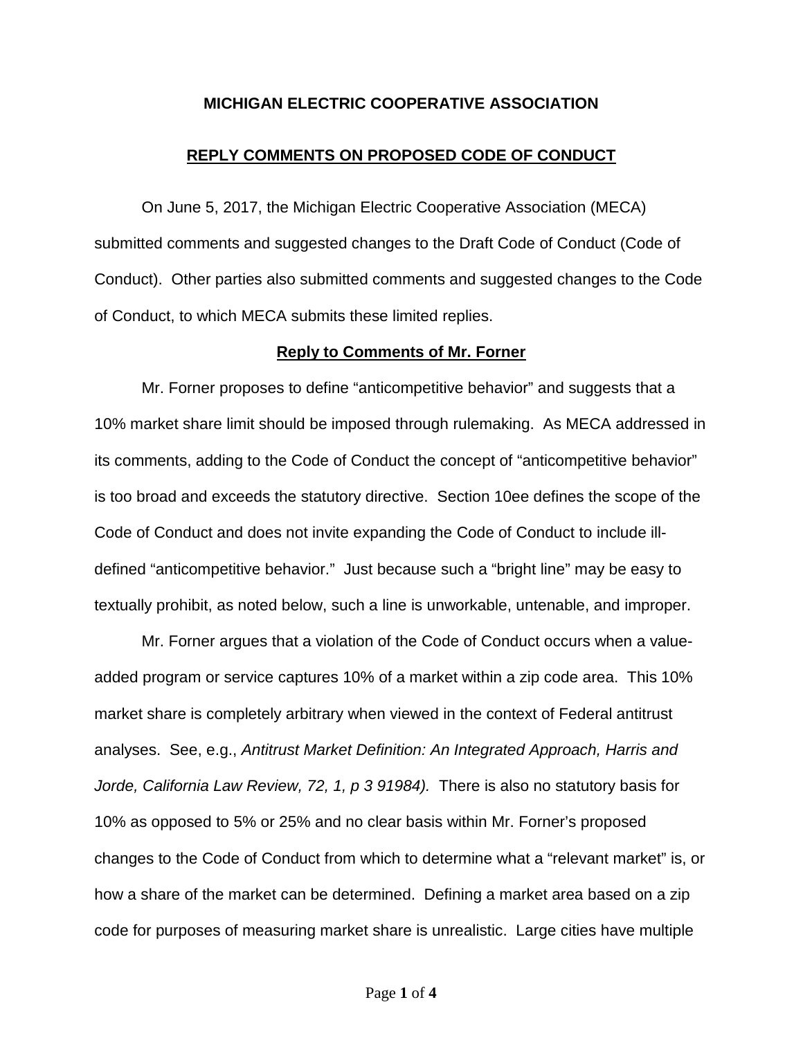**MICHIGAN ELECTRIC COOPERATIVE ASSOCIATION**

**REPLY COMMENTS ON PROPOSED CODE OF CONDUCT**

On June 5, 2017, the Michigan Electric Cooperative Association (MECA) submitted comments and suggested changes to the Draft Code of Conduct (Code of Conduct). Other parties also submitted comments and suggested changes to the Code of Conduct, to which MECA submits these limited replies.

**Reply to Comments of Mr. Forner**

Mr. Forner proposes to define "anticompetitive behavior" and suggests that a 10% market share limit should be imposed through rulemaking. As MECA addressed in its comments, adding to the Code of Conduct the concept of "anticompetitive behavior" is too broad and exceeds the statutory directive. Section 10ee defines the scope of the Code of Conduct and does not invite expanding the Code of Conduct to include ill-defined "anticompetitive behavior." Just because such a "bright line" may be easy to textually prohibit, as noted below, such a line is unworkable, untenable, and improper.

Mr. Forner argues that a violation of the Code of Conduct occurs when a value-added program or service captures 10% of a market within a zip code area. This 10% market share is completely arbitrary when viewed in the context of Federal antitrust analyses. See, e.g., *Antitrust Market Definition: An Integrated Approach, Harris and Jorde, California Law Review, 72, 1, p 3 91984).* There is also no statutory basis for 10% as opposed to 5% or 25% and no clear basis within Mr. Forner's proposed changes to the Code of Conduct from which to determine what a "relevant market" is, or how a share of the market can be determined. Defining a market area based on a zip code for purposes of measuring market share is unrealistic. Large cities have multiple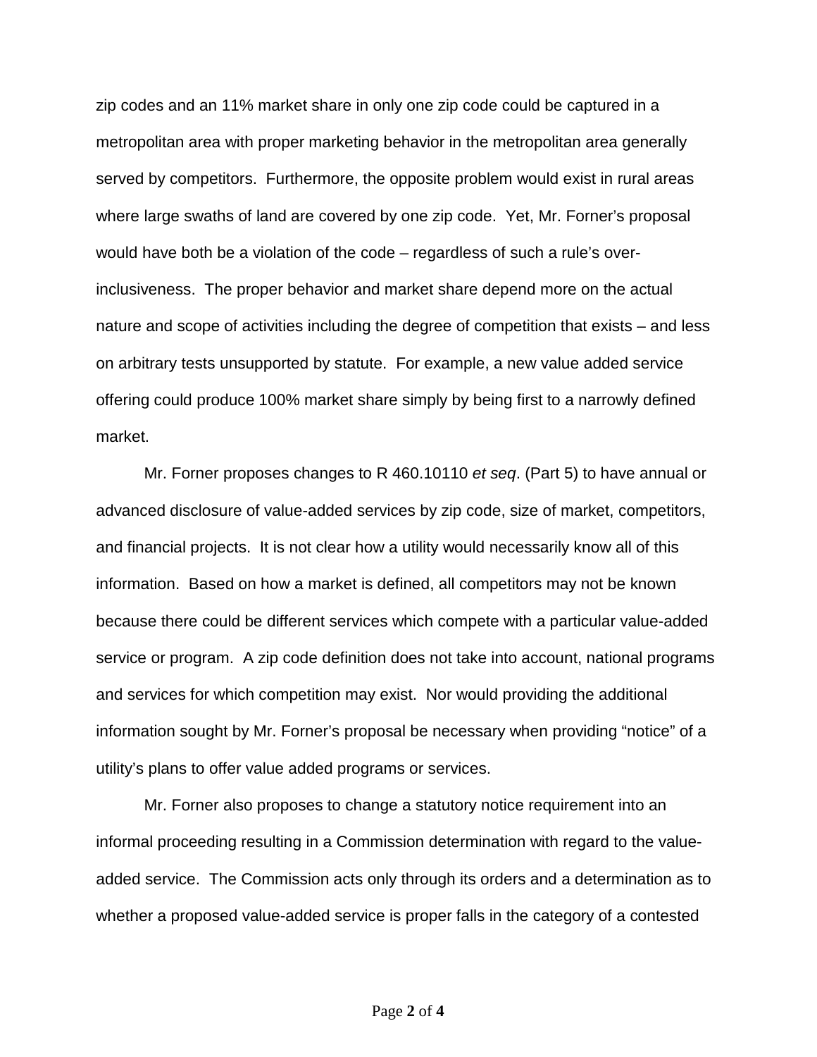zip codes and an 11% market share in only one zip code could be captured in a metropolitan area with proper marketing behavior in the metropolitan area generally served by competitors. Furthermore, the opposite problem would exist in rural areas where large swaths of land are covered by one zip code. Yet, Mr. Forner's proposal would have both be a violation of the code – regardless of such a rule's over-inclusiveness. The proper behavior and market share depend more on the actual nature and scope of activities including the degree of competition that exists – and less on arbitrary tests unsupported by statute. For example, a new value added service offering could produce 100% market share simply by being first to a narrowly defined market.

Mr. Forner proposes changes to R 460.10110 *et seq*. (Part 5) to have annual or advanced disclosure of value-added services by zip code, size of market, competitors, and financial projects. It is not clear how a utility would necessarily know all of this information. Based on how a market is defined, all competitors may not be known because there could be different services which compete with a particular value-added service or program. A zip code definition does not take into account, national programs and services for which competition may exist. Nor would providing the additional information sought by Mr. Forner's proposal be necessary when providing "notice" of a utility's plans to offer value added programs or services.

Mr. Forner also proposes to change a statutory notice requirement into an informal proceeding resulting in a Commission determination with regard to the value-added service. The Commission acts only through its orders and a determination as to whether a proposed value-added service is proper falls in the category of a contested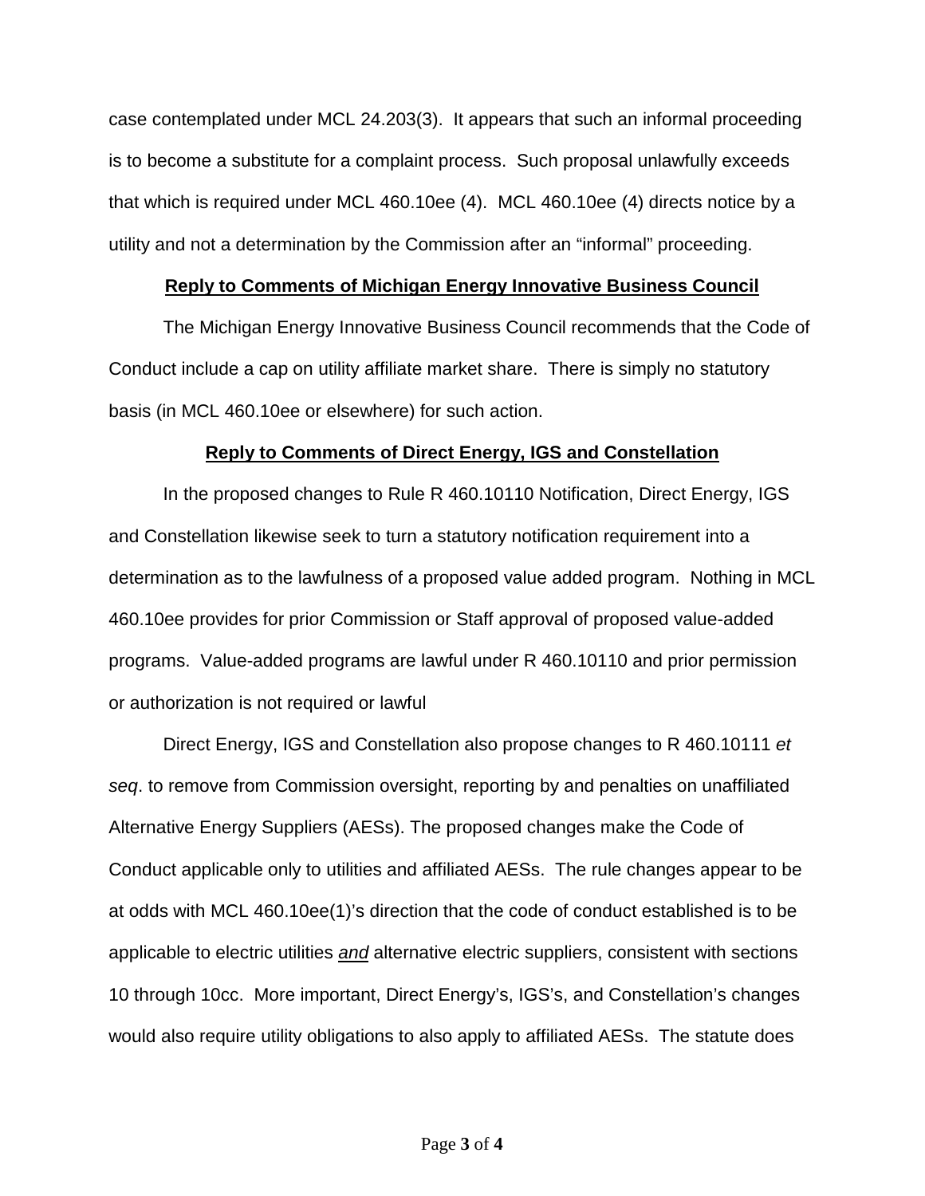case contemplated under MCL 24.203(3). It appears that such an informal proceeding is to become a substitute for a complaint process. Such proposal unlawfully exceeds that which is required under MCL 460.10ee (4). MCL 460.10ee (4) directs notice by a utility and not a determination by the Commission after an "informal" proceeding.

**Reply to Comments of Michigan Energy Innovative Business Council**

The Michigan Energy Innovative Business Council recommends that the Code of Conduct include a cap on utility affiliate market share. There is simply no statutory basis (in MCL 460.10ee or elsewhere) for such action.

**Reply to Comments of Direct Energy, IGS and Constellation**

In the proposed changes to Rule R 460.10110 Notification, Direct Energy, IGS and Constellation likewise seek to turn a statutory notification requirement into a determination as to the lawfulness of a proposed value added program. Nothing in MCL 460.10ee provides for prior Commission or Staff approval of proposed value-added programs. Value-added programs are lawful under R 460.10110 and prior permission or authorization is not required or lawful

Direct Energy, IGS and Constellation also propose changes to R 460.10111 *et seq*. to remove from Commission oversight, reporting by and penalties on unaffiliated Alternative Energy Suppliers (AESs). The proposed changes make the Code of Conduct applicable only to utilities and affiliated AESs. The rule changes appear to be at odds with MCL 460.10ee(1)'s direction that the code of conduct established is to be applicable to electric utilities ***and*** alternative electric suppliers, consistent with sections 10 through 10cc. More important, Direct Energy's, IGS's, and Constellation's changes would also require utility obligations to also apply to affiliated AESs. The statute does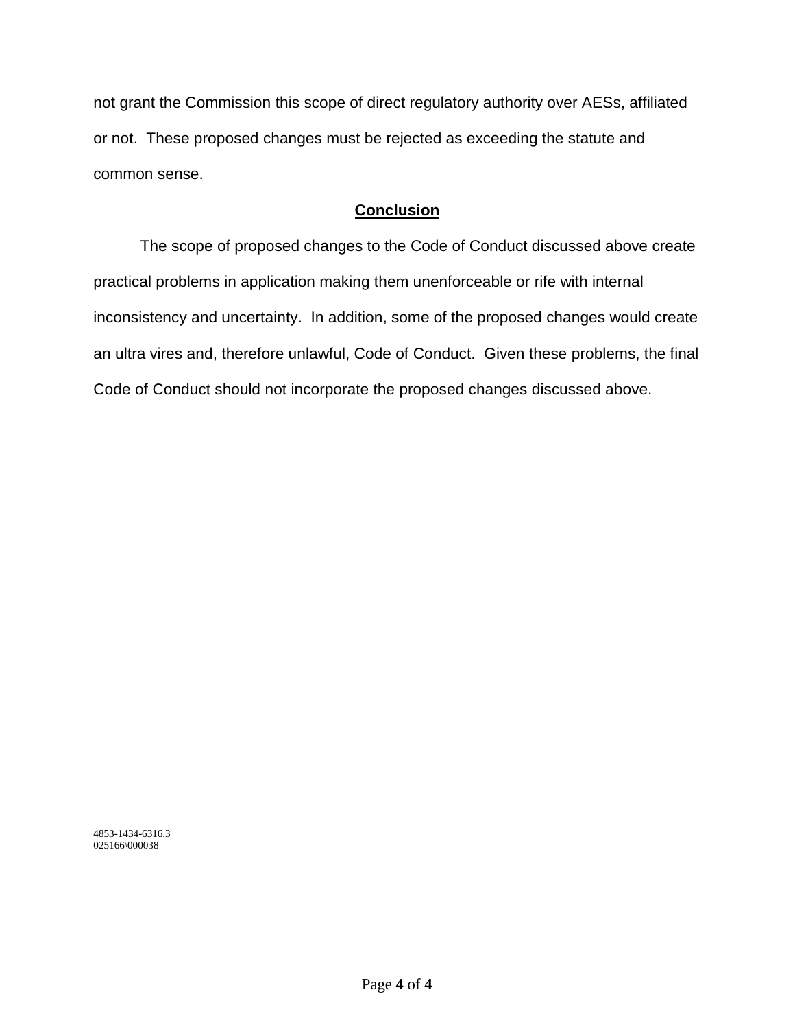not grant the Commission this scope of direct regulatory authority over AESs, affiliated or not. These proposed changes must be rejected as exceeding the statute and common sense.

## Conclusion

The scope of proposed changes to the Code of Conduct discussed above create practical problems in application making them unenforceable or rife with internal inconsistency and uncertainty. In addition, some of the proposed changes would create an ultra vires and, therefore unlawful, Code of Conduct. Given these problems, the final Code of Conduct should not incorporate the proposed changes discussed above.

4853-1434-6316.3
025166\000038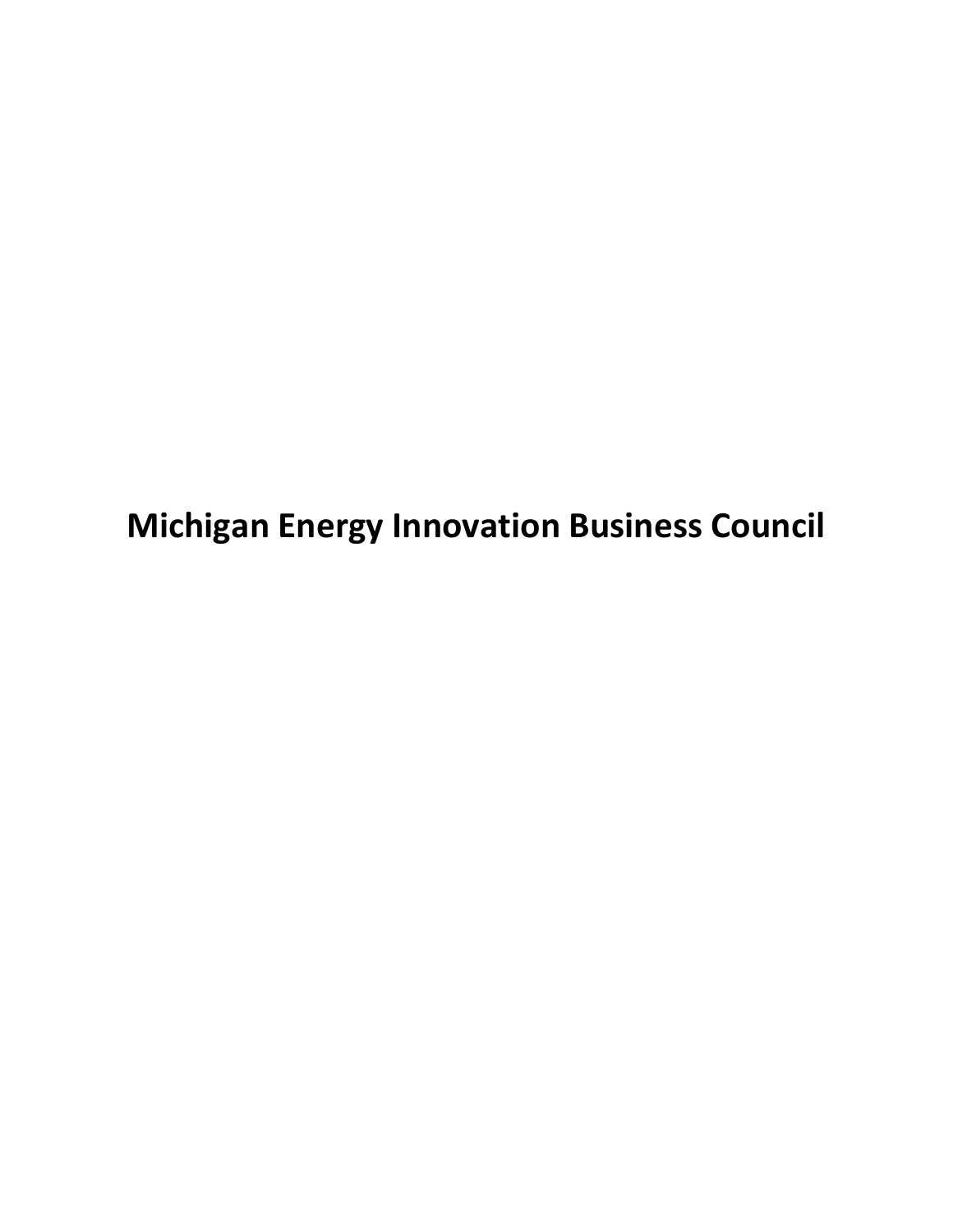# Michigan Energy Innovation Business Council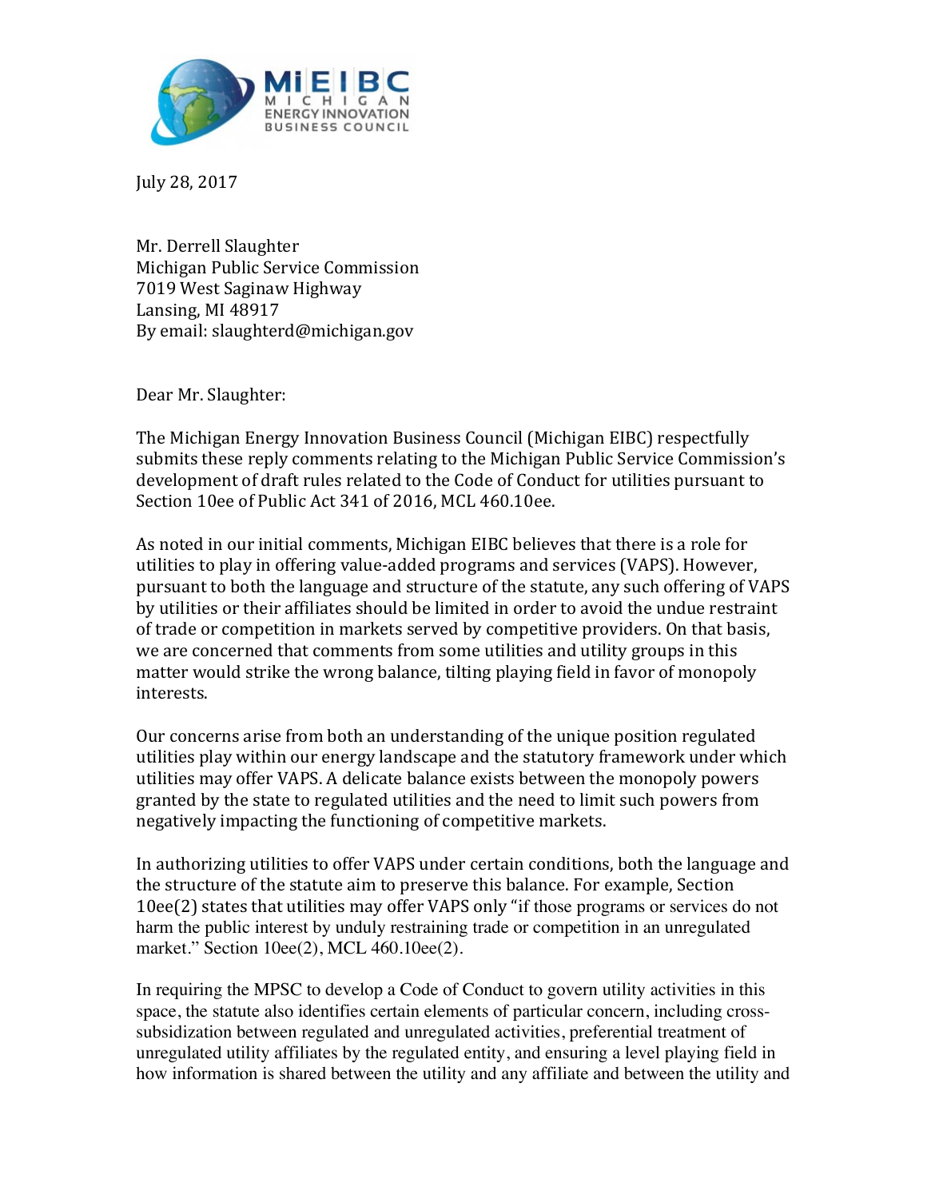MiEIBC
MICHIGAN
ENERGY INNOVATION
BUSINESS COUNCIL

July 28, 2017

Mr. Derrell Slaughter
Michigan Public Service Commission
7019 West Saginaw Highway
Lansing, MI 48917
By email: slaughterd@michigan.gov

Dear Mr. Slaughter:

The Michigan Energy Innovation Business Council (Michigan EIBC) respectfully submits these reply comments relating to the Michigan Public Service Commission's development of draft rules related to the Code of Conduct for utilities pursuant to Section 10ee of Public Act 341 of 2016, MCL 460.10ee.

As noted in our initial comments, Michigan EIBC believes that there is a role for utilities to play in offering value-added programs and services (VAPS). However, pursuant to both the language and structure of the statute, any such offering of VAPS by utilities or their affiliates should be limited in order to avoid the undue restraint of trade or competition in markets served by competitive providers. On that basis, we are concerned that comments from some utilities and utility groups in this matter would strike the wrong balance, tilting playing field in favor of monopoly interests.

Our concerns arise from both an understanding of the unique position regulated utilities play within our energy landscape and the statutory framework under which utilities may offer VAPS. A delicate balance exists between the monopoly powers granted by the state to regulated utilities and the need to limit such powers from negatively impacting the functioning of competitive markets.

In authorizing utilities to offer VAPS under certain conditions, both the language and the structure of the statute aim to preserve this balance. For example, Section 10ee(2) states that utilities may offer VAPS only "if those programs or services do not harm the public interest by unduly restraining trade or competition in an unregulated market." Section 10ee(2), MCL 460.10ee(2).

In requiring the MPSC to develop a Code of Conduct to govern utility activities in this space, the statute also identifies certain elements of particular concern, including cross-subsidization between regulated and unregulated activities, preferential treatment of unregulated utility affiliates by the regulated entity, and ensuring a level playing field in how information is shared between the utility and any affiliate and between the utility and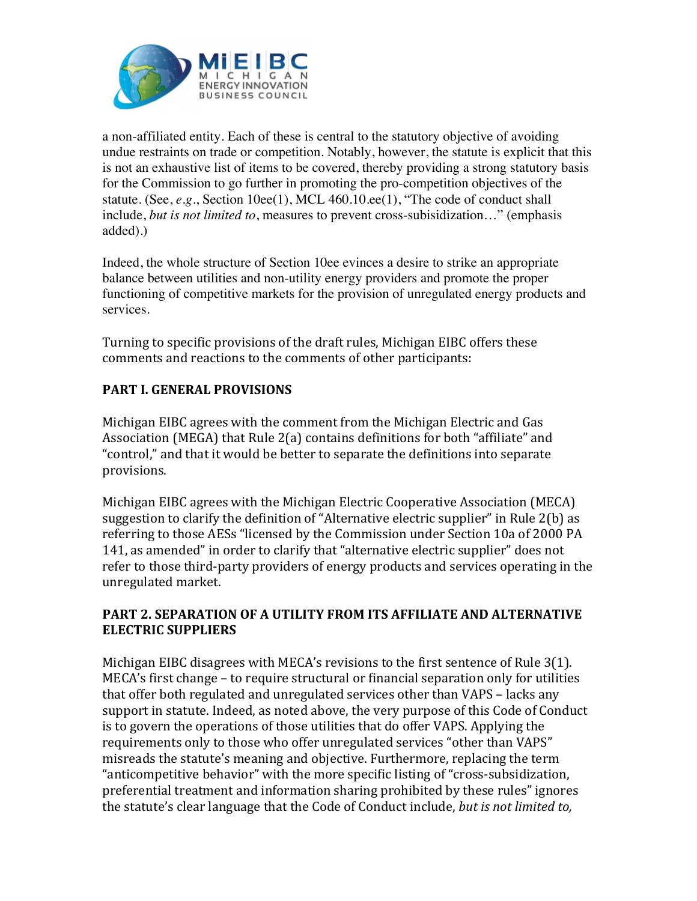a non-affiliated entity. Each of these is central to the statutory objective of avoiding undue restraints on trade or competition. Notably, however, the statute is explicit that this is not an exhaustive list of items to be covered, thereby providing a strong statutory basis for the Commission to go further in promoting the pro-competition objectives of the statute. (See, *e.g*., Section 10ee(1), MCL 460.10.ee(1), "The code of conduct shall include, *but is not limited to*, measures to prevent cross-subisidization…" (emphasis added).)

Indeed, the whole structure of Section 10ee evinces a desire to strike an appropriate balance between utilities and non-utility energy providers and promote the proper functioning of competitive markets for the provision of unregulated energy products and services.

Turning to specific provisions of the draft rules, Michigan EIBC offers these comments and reactions to the comments of other participants:

## PART I. GENERAL PROVISIONS

Michigan EIBC agrees with the comment from the Michigan Electric and Gas Association (MEGA) that Rule 2(a) contains definitions for both "affiliate" and "control," and that it would be better to separate the definitions into separate provisions.

Michigan EIBC agrees with the Michigan Electric Cooperative Association (MECA) suggestion to clarify the definition of "Alternative electric supplier" in Rule 2(b) as referring to those AESs "licensed by the Commission under Section 10a of 2000 PA 141, as amended" in order to clarify that "alternative electric supplier" does not refer to those third-party providers of energy products and services operating in the unregulated market.

## PART 2. SEPARATION OF A UTILITY FROM ITS AFFILIATE AND ALTERNATIVE ELECTRIC SUPPLIERS

Michigan EIBC disagrees with MECA's revisions to the first sentence of Rule 3(1). MECA's first change – to require structural or financial separation only for utilities that offer both regulated and unregulated services other than VAPS – lacks any support in statute. Indeed, as noted above, the very purpose of this Code of Conduct is to govern the operations of those utilities that do offer VAPS. Applying the requirements only to those who offer unregulated services "other than VAPS" misreads the statute's meaning and objective. Furthermore, replacing the term "anticompetitive behavior" with the more specific listing of "cross-subsidization, preferential treatment and information sharing prohibited by these rules" ignores the statute's clear language that the Code of Conduct include, *but is not limited to,*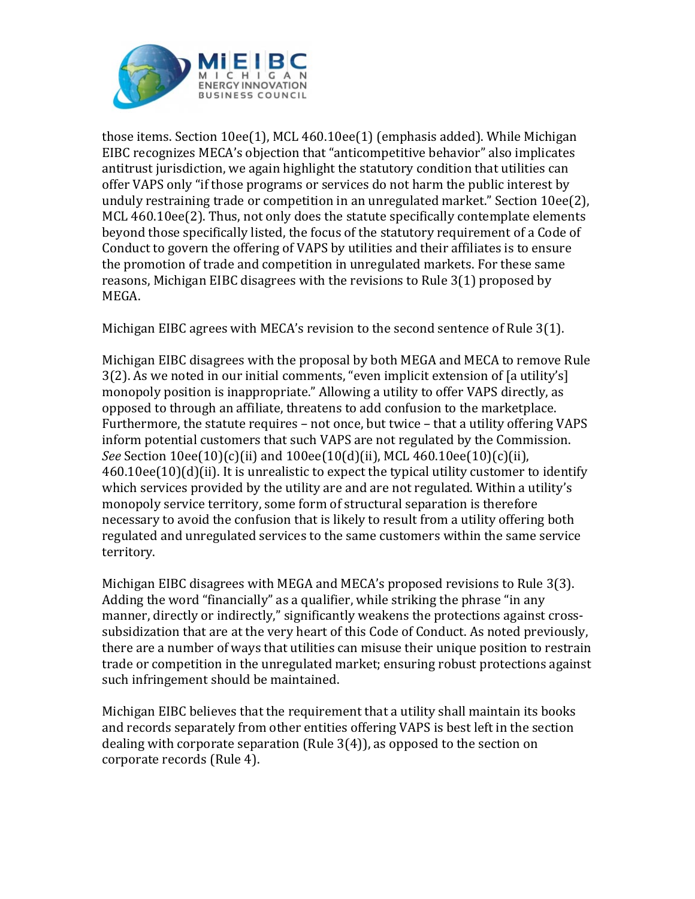those items. Section 10ee(1), MCL 460.10ee(1) (emphasis added). While Michigan EIBC recognizes MECA's objection that "anticompetitive behavior" also implicates antitrust jurisdiction, we again highlight the statutory condition that utilities can offer VAPS only "if those programs or services do not harm the public interest by unduly restraining trade or competition in an unregulated market." Section 10ee(2), MCL 460.10ee(2). Thus, not only does the statute specifically contemplate elements beyond those specifically listed, the focus of the statutory requirement of a Code of Conduct to govern the offering of VAPS by utilities and their affiliates is to ensure the promotion of trade and competition in unregulated markets. For these same reasons, Michigan EIBC disagrees with the revisions to Rule 3(1) proposed by MEGA.

Michigan EIBC agrees with MECA's revision to the second sentence of Rule 3(1).

Michigan EIBC disagrees with the proposal by both MEGA and MECA to remove Rule 3(2). As we noted in our initial comments, "even implicit extension of [a utility's] monopoly position is inappropriate." Allowing a utility to offer VAPS directly, as opposed to through an affiliate, threatens to add confusion to the marketplace. Furthermore, the statute requires – not once, but twice – that a utility offering VAPS inform potential customers that such VAPS are not regulated by the Commission. *See* Section 10ee(10)(c)(ii) and 100ee(10(d)(ii), MCL 460.10ee(10)(c)(ii), 460.10ee(10)(d)(ii). It is unrealistic to expect the typical utility customer to identify which services provided by the utility are and are not regulated. Within a utility's monopoly service territory, some form of structural separation is therefore necessary to avoid the confusion that is likely to result from a utility offering both regulated and unregulated services to the same customers within the same service territory.

Michigan EIBC disagrees with MEGA and MECA's proposed revisions to Rule 3(3). Adding the word "financially" as a qualifier, while striking the phrase "in any manner, directly or indirectly," significantly weakens the protections against cross-subsidization that are at the very heart of this Code of Conduct. As noted previously, there are a number of ways that utilities can misuse their unique position to restrain trade or competition in the unregulated market; ensuring robust protections against such infringement should be maintained.

Michigan EIBC believes that the requirement that a utility shall maintain its books and records separately from other entities offering VAPS is best left in the section dealing with corporate separation (Rule 3(4)), as opposed to the section on corporate records (Rule 4).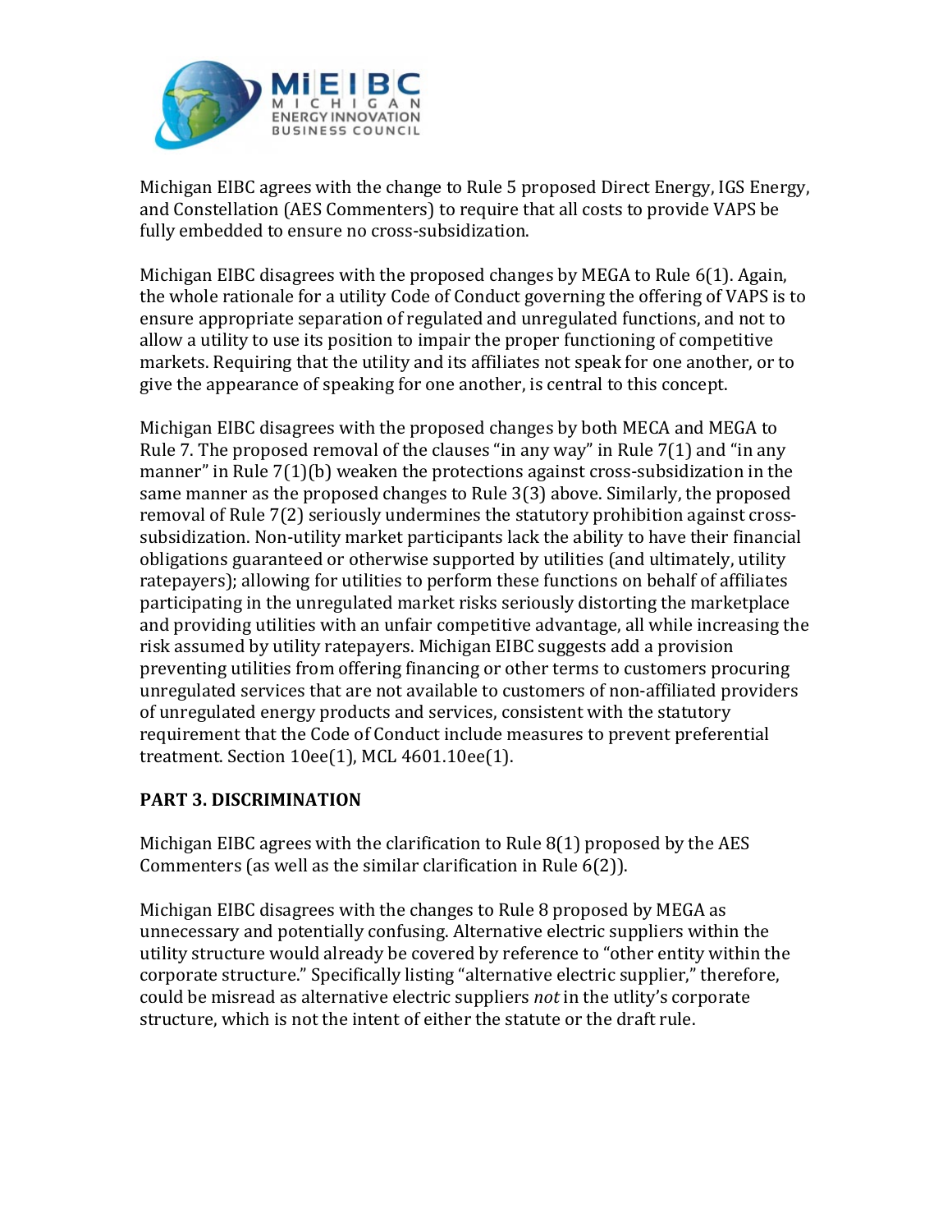Michigan EIBC agrees with the change to Rule 5 proposed Direct Energy, IGS Energy, and Constellation (AES Commenters) to require that all costs to provide VAPS be fully embedded to ensure no cross-subsidization.

Michigan EIBC disagrees with the proposed changes by MEGA to Rule 6(1). Again, the whole rationale for a utility Code of Conduct governing the offering of VAPS is to ensure appropriate separation of regulated and unregulated functions, and not to allow a utility to use its position to impair the proper functioning of competitive markets. Requiring that the utility and its affiliates not speak for one another, or to give the appearance of speaking for one another, is central to this concept.

Michigan EIBC disagrees with the proposed changes by both MECA and MEGA to Rule 7. The proposed removal of the clauses "in any way" in Rule 7(1) and "in any manner" in Rule 7(1)(b) weaken the protections against cross-subsidization in the same manner as the proposed changes to Rule 3(3) above. Similarly, the proposed removal of Rule 7(2) seriously undermines the statutory prohibition against cross-subsidization. Non-utility market participants lack the ability to have their financial obligations guaranteed or otherwise supported by utilities (and ultimately, utility ratepayers); allowing for utilities to perform these functions on behalf of affiliates participating in the unregulated market risks seriously distorting the marketplace and providing utilities with an unfair competitive advantage, all while increasing the risk assumed by utility ratepayers. Michigan EIBC suggests add a provision preventing utilities from offering financing or other terms to customers procuring unregulated services that are not available to customers of non-affiliated providers of unregulated energy products and services, consistent with the statutory requirement that the Code of Conduct include measures to prevent preferential treatment. Section 10ee(1), MCL 4601.10ee(1).

## PART 3. DISCRIMINATION

Michigan EIBC agrees with the clarification to Rule 8(1) proposed by the AES Commenters (as well as the similar clarification in Rule 6(2)).

Michigan EIBC disagrees with the changes to Rule 8 proposed by MEGA as unnecessary and potentially confusing. Alternative electric suppliers within the utility structure would already be covered by reference to "other entity within the corporate structure." Specifically listing "alternative electric supplier," therefore, could be misread as alternative electric suppliers *not* in the utlity's corporate structure, which is not the intent of either the statute or the draft rule.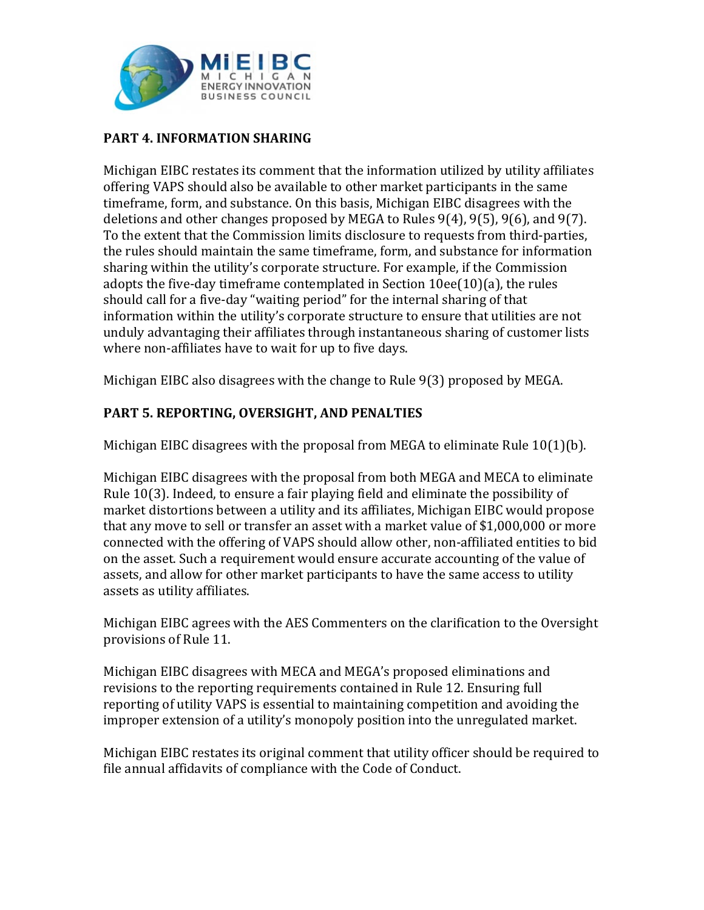## PART 4. INFORMATION SHARING

Michigan EIBC restates its comment that the information utilized by utility affiliates offering VAPS should also be available to other market participants in the same timeframe, form, and substance. On this basis, Michigan EIBC disagrees with the deletions and other changes proposed by MEGA to Rules 9(4), 9(5), 9(6), and 9(7). To the extent that the Commission limits disclosure to requests from third-parties, the rules should maintain the same timeframe, form, and substance for information sharing within the utility's corporate structure. For example, if the Commission adopts the five-day timeframe contemplated in Section 10ee(10)(a), the rules should call for a five-day "waiting period" for the internal sharing of that information within the utility's corporate structure to ensure that utilities are not unduly advantaging their affiliates through instantaneous sharing of customer lists where non-affiliates have to wait for up to five days.

Michigan EIBC also disagrees with the change to Rule 9(3) proposed by MEGA.

## PART 5. REPORTING, OVERSIGHT, AND PENALTIES

Michigan EIBC disagrees with the proposal from MEGA to eliminate Rule 10(1)(b).

Michigan EIBC disagrees with the proposal from both MEGA and MECA to eliminate Rule 10(3). Indeed, to ensure a fair playing field and eliminate the possibility of market distortions between a utility and its affiliates, Michigan EIBC would propose that any move to sell or transfer an asset with a market value of $1,000,000 or more connected with the offering of VAPS should allow other, non-affiliated entities to bid on the asset. Such a requirement would ensure accurate accounting of the value of assets, and allow for other market participants to have the same access to utility assets as utility affiliates.

Michigan EIBC agrees with the AES Commenters on the clarification to the Oversight provisions of Rule 11.

Michigan EIBC disagrees with MECA and MEGA's proposed eliminations and revisions to the reporting requirements contained in Rule 12. Ensuring full reporting of utility VAPS is essential to maintaining competition and avoiding the improper extension of a utility's monopoly position into the unregulated market.

Michigan EIBC restates its original comment that utility officer should be required to file annual affidavits of compliance with the Code of Conduct.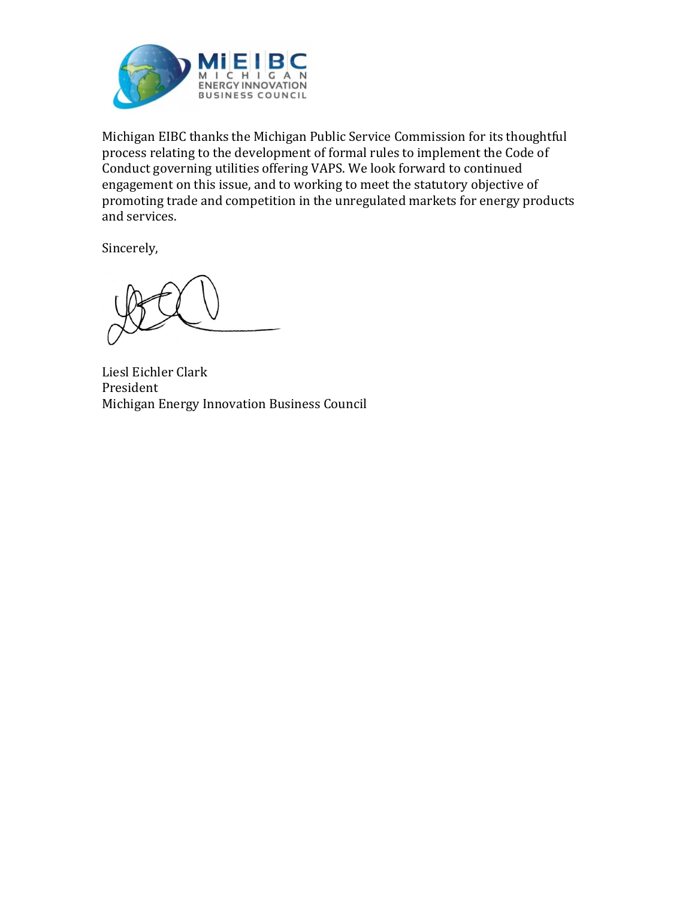Michigan EIBC thanks the Michigan Public Service Commission for its thoughtful process relating to the development of formal rules to implement the Code of Conduct governing utilities offering VAPS. We look forward to continued engagement on this issue, and to working to meet the statutory objective of promoting trade and competition in the unregulated markets for energy products and services.

Sincerely,

Liesl Eichler Clark
President
Michigan Energy Innovation Business Council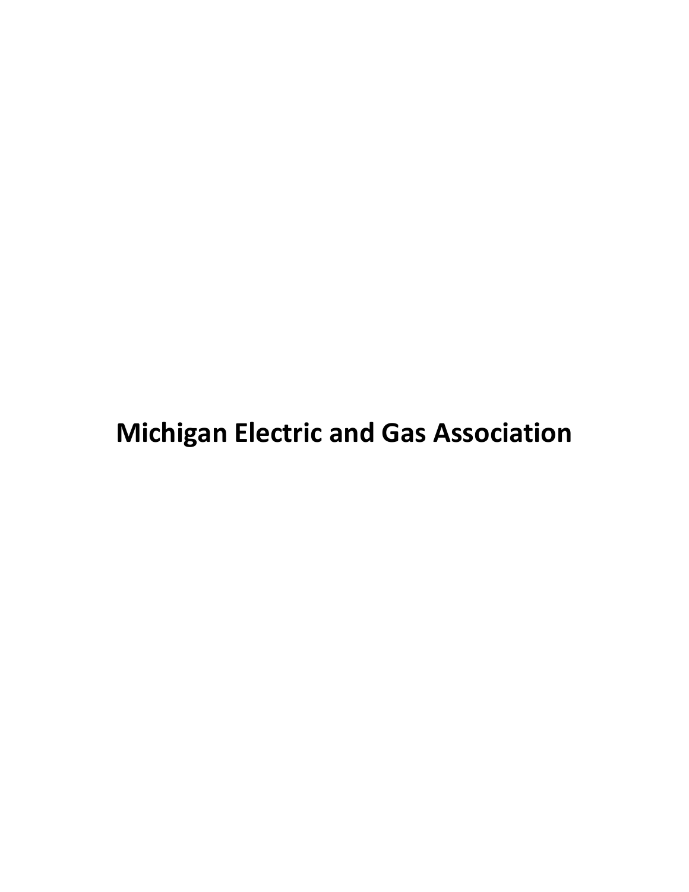# Michigan Electric and Gas Association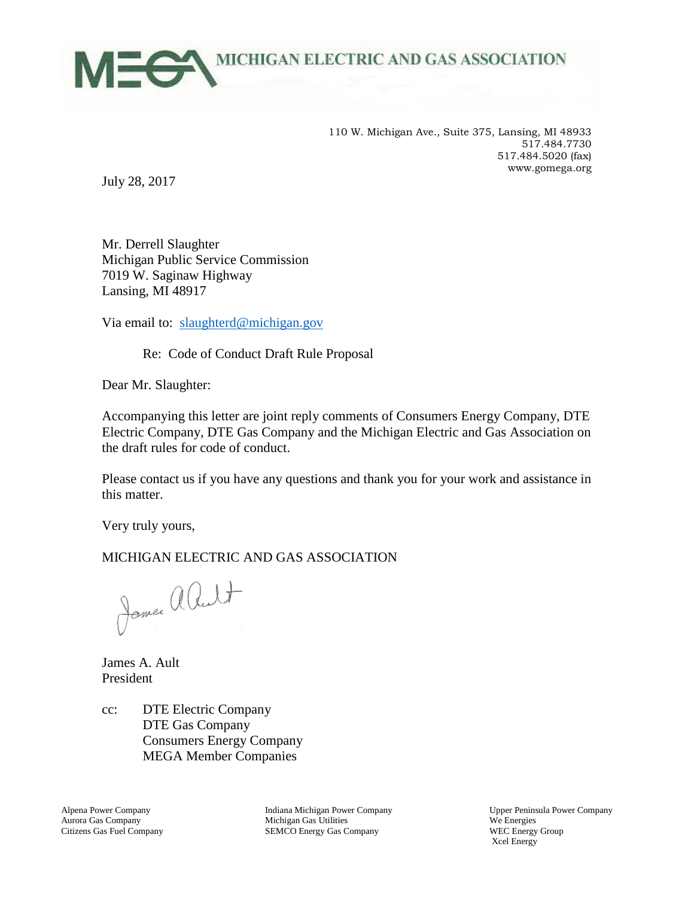**MICHIGAN ELECTRIC AND GAS ASSOCIATION**

110 W. Michigan Ave., Suite 375, Lansing, MI 48933
517.484.7730
517.484.5020 (fax)
www.gomega.org

July 28, 2017

Mr. Derrell Slaughter
Michigan Public Service Commission
7019 W. Saginaw Highway
Lansing, MI 48917

Via email to: slaughterd@michigan.gov

Re: Code of Conduct Draft Rule Proposal

Dear Mr. Slaughter:

Accompanying this letter are joint reply comments of Consumers Energy Company, DTE Electric Company, DTE Gas Company and the Michigan Electric and Gas Association on the draft rules for code of conduct.

Please contact us if you have any questions and thank you for your work and assistance in this matter.

Very truly yours,

MICHIGAN ELECTRIC AND GAS ASSOCIATION

James A. Ault
President

cc: DTE Electric Company
DTE Gas Company
Consumers Energy Company
MEGA Member Companies

Alpena Power Company
Aurora Gas Company
Citizens Gas Fuel Company
Indiana Michigan Power Company
Michigan Gas Utilities
SEMCO Energy Gas Company
Upper Peninsula Power Company
We Energies
WEC Energy Group
Xcel Energy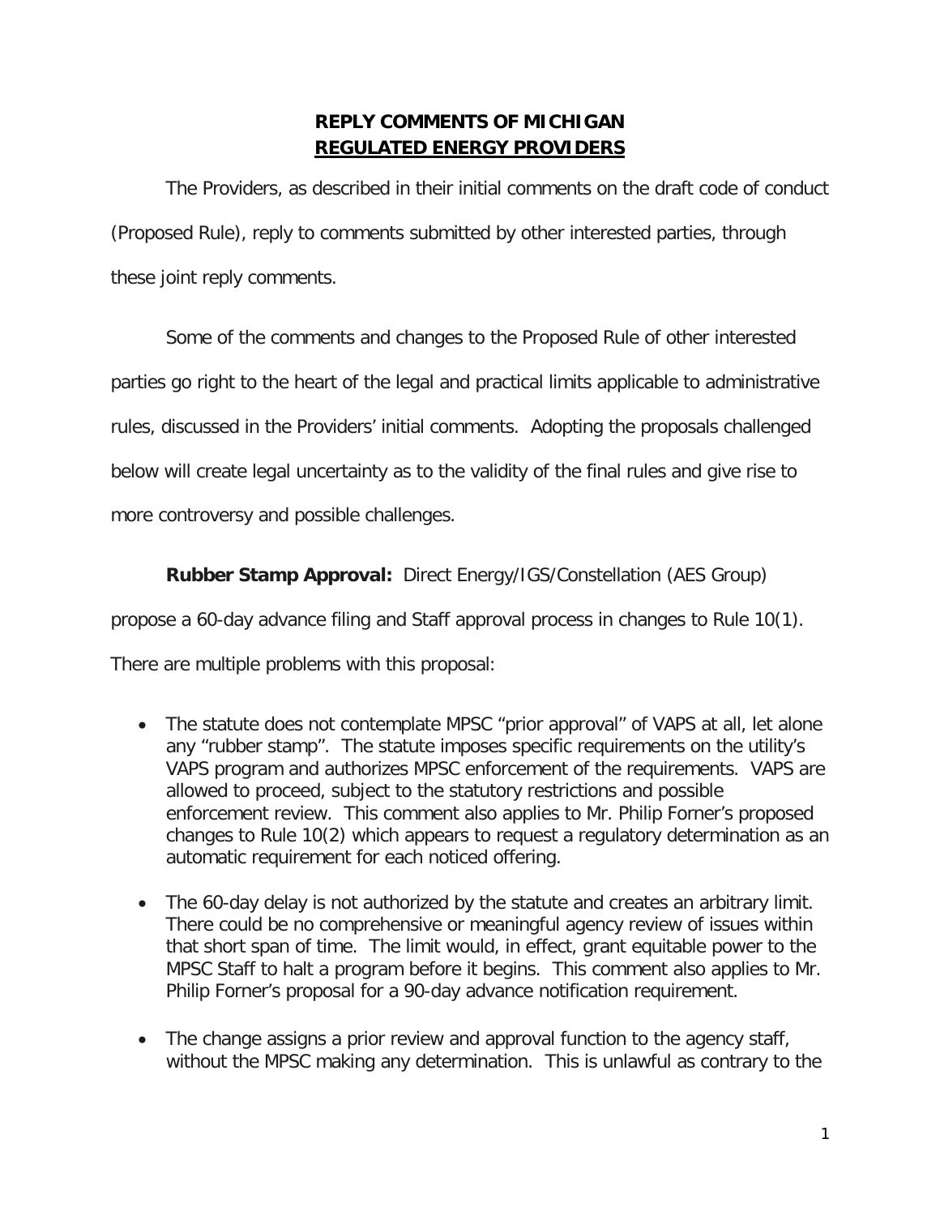**REPLY COMMENTS OF MICHIGAN**
**REGULATED ENERGY PROVIDERS**

The Providers, as described in their initial comments on the draft code of conduct (Proposed Rule), reply to comments submitted by other interested parties, through these joint reply comments.

Some of the comments and changes to the Proposed Rule of other interested parties go right to the heart of the legal and practical limits applicable to administrative rules, discussed in the Providers' initial comments. Adopting the proposals challenged below will create legal uncertainty as to the validity of the final rules and give rise to more controversy and possible challenges.

**Rubber Stamp Approval:** Direct Energy/IGS/Constellation (AES Group) propose a 60-day advance filing and Staff approval process in changes to Rule 10(1). There are multiple problems with this proposal:

- The statute does not contemplate MPSC "prior approval" of VAPS at all, let alone any "rubber stamp". The statute imposes specific requirements on the utility's VAPS program and authorizes MPSC enforcement of the requirements. VAPS are allowed to proceed, subject to the statutory restrictions and possible enforcement review. This comment also applies to Mr. Philip Forner's proposed changes to Rule 10(2) which appears to request a regulatory determination as an automatic requirement for each noticed offering.
- The 60-day delay is not authorized by the statute and creates an arbitrary limit. There could be no comprehensive or meaningful agency review of issues within that short span of time. The limit would, in effect, grant equitable power to the MPSC Staff to halt a program before it begins. This comment also applies to Mr. Philip Forner's proposal for a 90-day advance notification requirement.
- The change assigns a prior review and approval function to the agency staff, without the MPSC making any determination. This is unlawful as contrary to the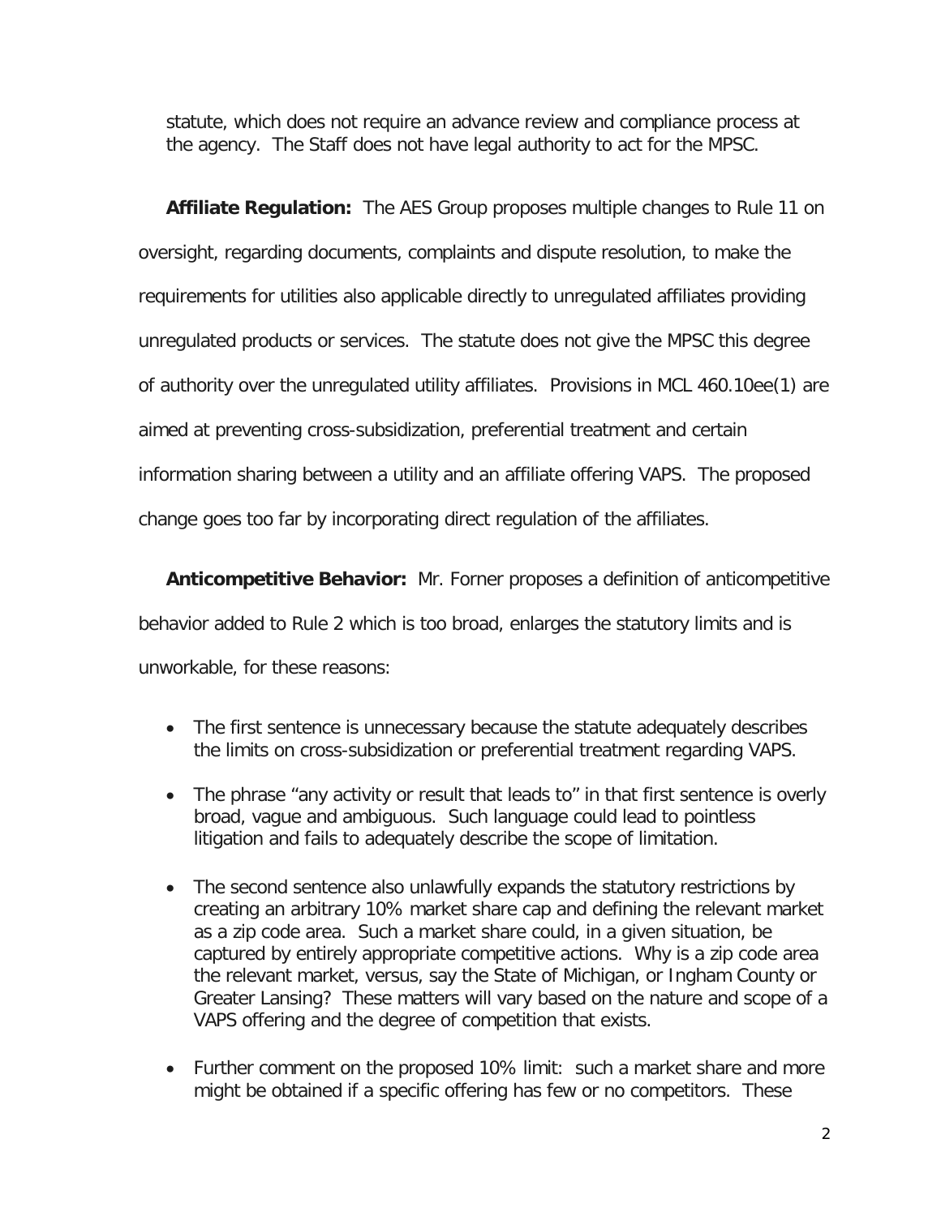statute, which does not require an advance review and compliance process at the agency. The Staff does not have legal authority to act for the MPSC.

**Affiliate Regulation:** The AES Group proposes multiple changes to Rule 11 on oversight, regarding documents, complaints and dispute resolution, to make the requirements for utilities also applicable directly to unregulated affiliates providing unregulated products or services. The statute does not give the MPSC this degree of authority over the unregulated utility affiliates. Provisions in MCL 460.10ee(1) are aimed at preventing cross-subsidization, preferential treatment and certain information sharing between a utility and an affiliate offering VAPS. The proposed change goes too far by incorporating direct regulation of the affiliates.

**Anticompetitive Behavior:** Mr. Forner proposes a definition of anticompetitive behavior added to Rule 2 which is too broad, enlarges the statutory limits and is unworkable, for these reasons:

- The first sentence is unnecessary because the statute adequately describes the limits on cross-subsidization or preferential treatment regarding VAPS.
- The phrase "any activity or result that leads to" in that first sentence is overly broad, vague and ambiguous. Such language could lead to pointless litigation and fails to adequately describe the scope of limitation.
- The second sentence also unlawfully expands the statutory restrictions by creating an arbitrary 10% market share cap and defining the relevant market as a zip code area. Such a market share could, in a given situation, be captured by entirely appropriate competitive actions. Why is a zip code area the relevant market, versus, say the State of Michigan, or Ingham County or Greater Lansing? These matters will vary based on the nature and scope of a VAPS offering and the degree of competition that exists.
- Further comment on the proposed 10% limit: such a market share and more might be obtained if a specific offering has few or no competitors. These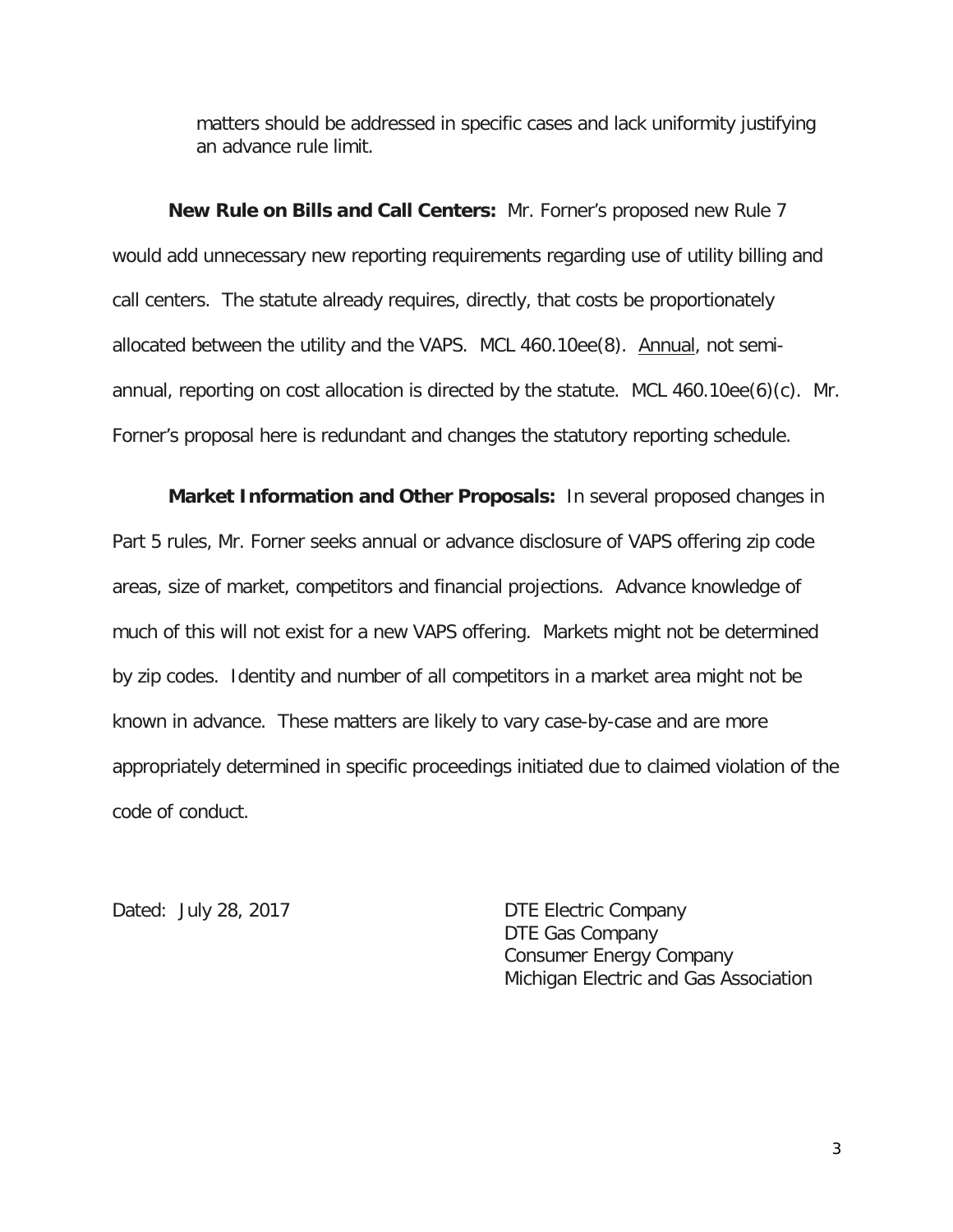matters should be addressed in specific cases and lack uniformity justifying an advance rule limit.

**New Rule on Bills and Call Centers:** Mr. Forner's proposed new Rule 7 would add unnecessary new reporting requirements regarding use of utility billing and call centers. The statute already requires, directly, that costs be proportionately allocated between the utility and the VAPS. MCL 460.10ee(8). <u>Annual</u>, not semi-annual, reporting on cost allocation is directed by the statute. MCL 460.10ee(6)(c). Mr. Forner's proposal here is redundant and changes the statutory reporting schedule.

**Market Information and Other Proposals:** In several proposed changes in Part 5 rules, Mr. Forner seeks annual or advance disclosure of VAPS offering zip code areas, size of market, competitors and financial projections. Advance knowledge of much of this will not exist for a new VAPS offering. Markets might not be determined by zip codes. Identity and number of all competitors in a market area might not be known in advance. These matters are likely to vary case-by-case and are more appropriately determined in specific proceedings initiated due to claimed violation of the code of conduct.

Dated: July 28, 2017

DTE Electric Company
DTE Gas Company
Consumer Energy Company
Michigan Electric and Gas Association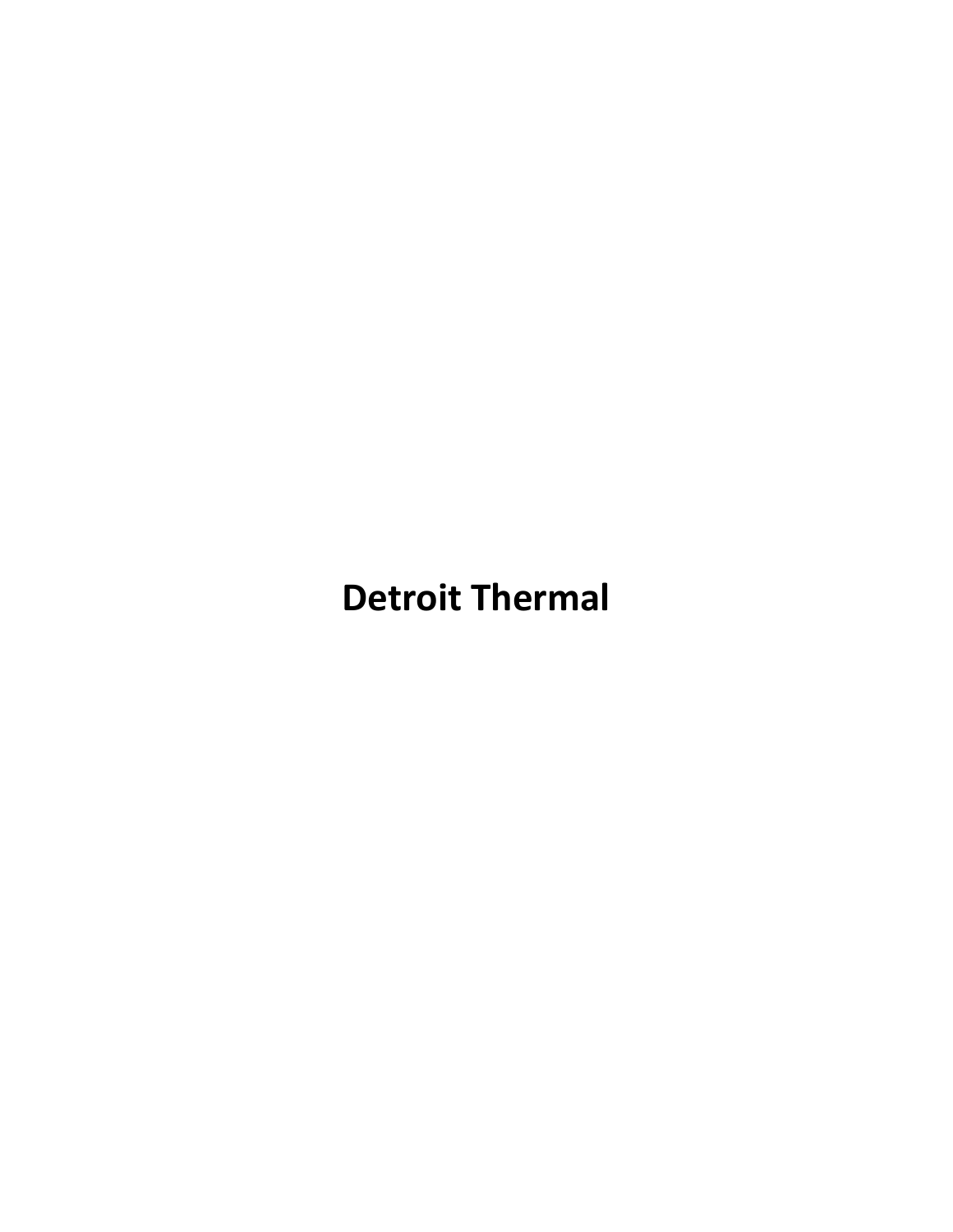# Detroit Thermal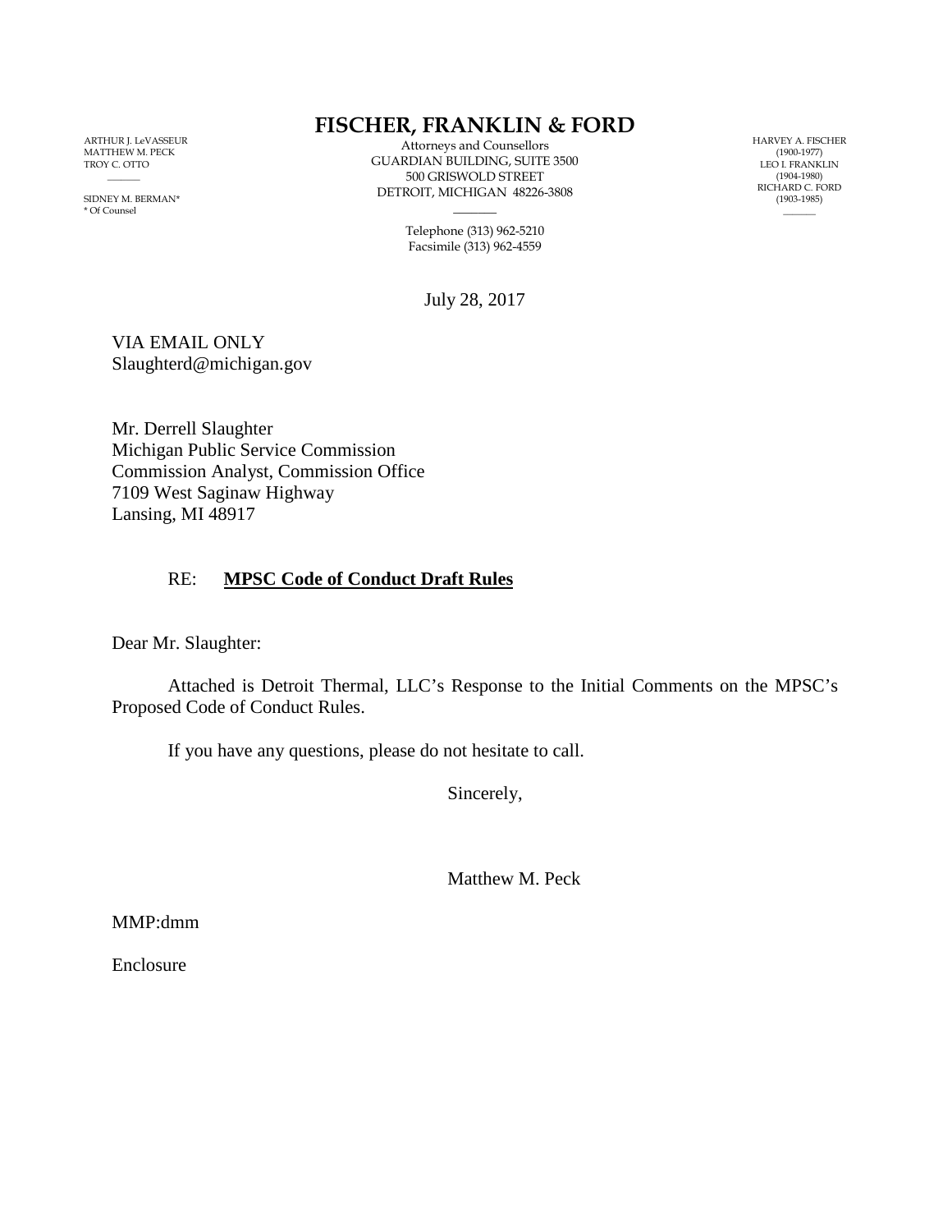ARTHUR J. LeVASSEUR
MATTHEW M. PECK
TROY C. OTTO

SIDNEY M. BERMAN*
* Of Counsel

# FISCHER, FRANKLIN & FORD

Attorneys and Counsellors
GUARDIAN BUILDING, SUITE 3500
500 GRISWOLD STREET
DETROIT, MICHIGAN 48226-3808

Telephone (313) 962-5210
Facsimile (313) 962-4559

HARVEY A. FISCHER
(1900-1977)
LEO I. FRANKLIN
(1904-1980)
RICHARD C. FORD
(1903-1985)

July 28, 2017

VIA EMAIL ONLY
Slaughterd@michigan.gov

Mr. Derrell Slaughter
Michigan Public Service Commission
Commission Analyst, Commission Office
7109 West Saginaw Highway
Lansing, MI 48917

RE: **MPSC Code of Conduct Draft Rules**

Dear Mr. Slaughter:

Attached is Detroit Thermal, LLC's Response to the Initial Comments on the MPSC's Proposed Code of Conduct Rules.

If you have any questions, please do not hesitate to call.

Sincerely,

Matthew M. Peck

MMP:dmm

Enclosure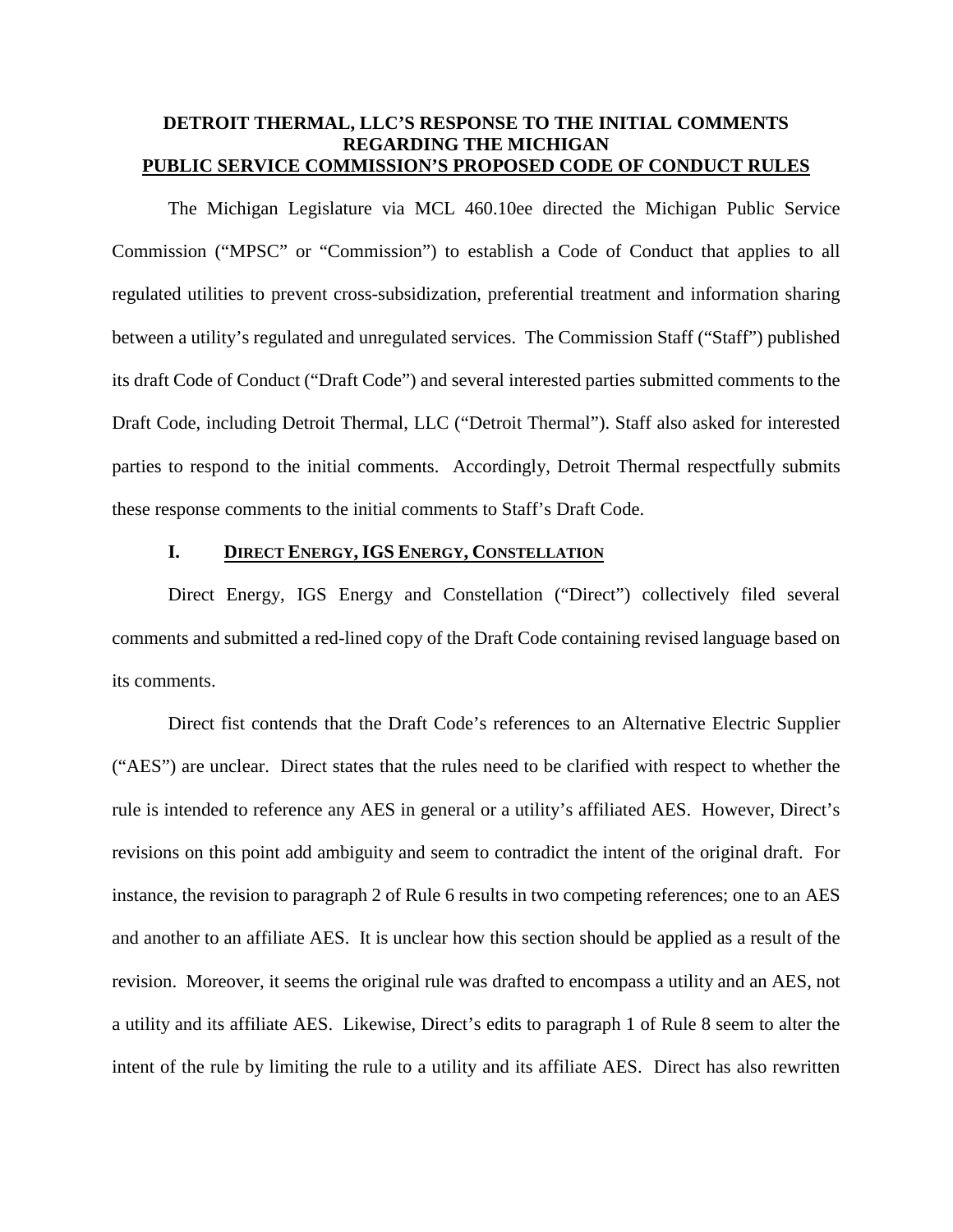**DETROIT THERMAL, LLC'S RESPONSE TO THE INITIAL COMMENTS REGARDING THE MICHIGAN**
**PUBLIC SERVICE COMMISSION'S PROPOSED CODE OF CONDUCT RULES**

The Michigan Legislature via MCL 460.10ee directed the Michigan Public Service Commission ("MPSC" or "Commission") to establish a Code of Conduct that applies to all regulated utilities to prevent cross-subsidization, preferential treatment and information sharing between a utility's regulated and unregulated services. The Commission Staff ("Staff") published its draft Code of Conduct ("Draft Code") and several interested parties submitted comments to the Draft Code, including Detroit Thermal, LLC ("Detroit Thermal"). Staff also asked for interested parties to respond to the initial comments. Accordingly, Detroit Thermal respectfully submits these response comments to the initial comments to Staff's Draft Code.

## I. DIRECT ENERGY, IGS ENERGY, CONSTELLATION

Direct Energy, IGS Energy and Constellation ("Direct") collectively filed several comments and submitted a red-lined copy of the Draft Code containing revised language based on its comments.

Direct fist contends that the Draft Code's references to an Alternative Electric Supplier ("AES") are unclear. Direct states that the rules need to be clarified with respect to whether the rule is intended to reference any AES in general or a utility's affiliated AES. However, Direct's revisions on this point add ambiguity and seem to contradict the intent of the original draft. For instance, the revision to paragraph 2 of Rule 6 results in two competing references; one to an AES and another to an affiliate AES. It is unclear how this section should be applied as a result of the revision. Moreover, it seems the original rule was drafted to encompass a utility and an AES, not a utility and its affiliate AES. Likewise, Direct's edits to paragraph 1 of Rule 8 seem to alter the intent of the rule by limiting the rule to a utility and its affiliate AES. Direct has also rewritten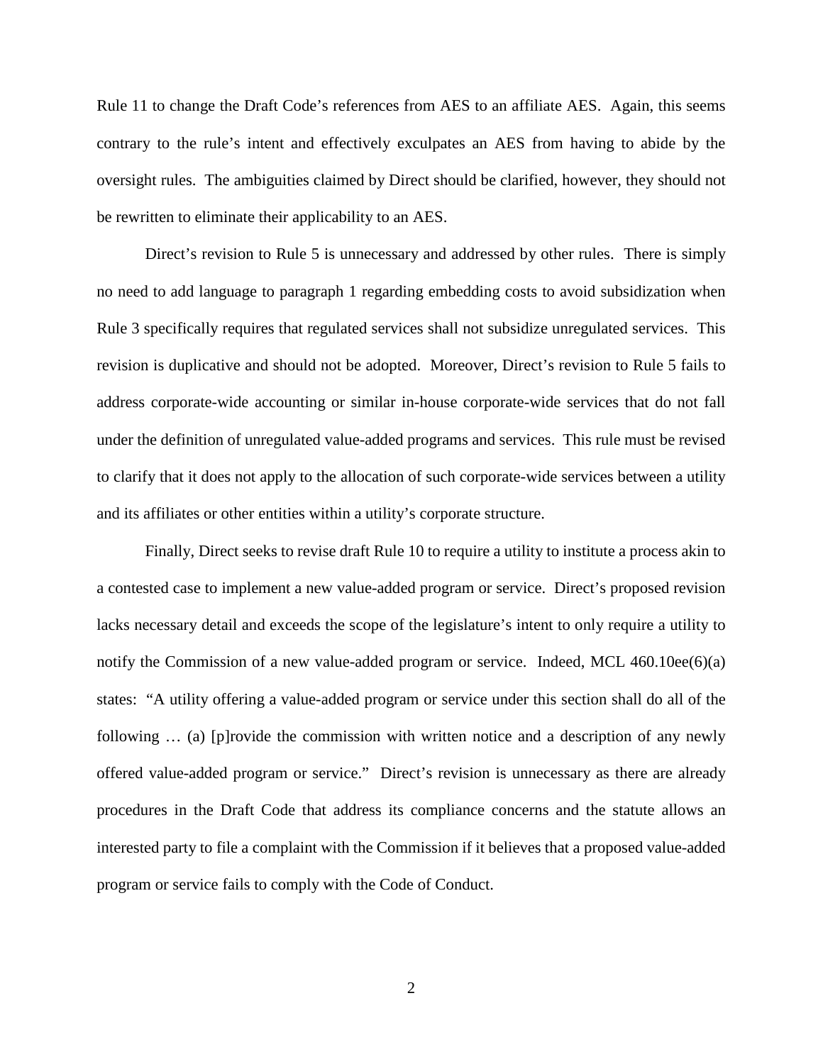Rule 11 to change the Draft Code's references from AES to an affiliate AES. Again, this seems contrary to the rule's intent and effectively exculpates an AES from having to abide by the oversight rules. The ambiguities claimed by Direct should be clarified, however, they should not be rewritten to eliminate their applicability to an AES.

Direct's revision to Rule 5 is unnecessary and addressed by other rules. There is simply no need to add language to paragraph 1 regarding embedding costs to avoid subsidization when Rule 3 specifically requires that regulated services shall not subsidize unregulated services. This revision is duplicative and should not be adopted. Moreover, Direct's revision to Rule 5 fails to address corporate-wide accounting or similar in-house corporate-wide services that do not fall under the definition of unregulated value-added programs and services. This rule must be revised to clarify that it does not apply to the allocation of such corporate-wide services between a utility and its affiliates or other entities within a utility's corporate structure.

Finally, Direct seeks to revise draft Rule 10 to require a utility to institute a process akin to a contested case to implement a new value-added program or service. Direct's proposed revision lacks necessary detail and exceeds the scope of the legislature's intent to only require a utility to notify the Commission of a new value-added program or service. Indeed, MCL 460.10ee(6)(a) states: "A utility offering a value-added program or service under this section shall do all of the following … (a) [p]rovide the commission with written notice and a description of any newly offered value-added program or service." Direct's revision is unnecessary as there are already procedures in the Draft Code that address its compliance concerns and the statute allows an interested party to file a complaint with the Commission if it believes that a proposed value-added program or service fails to comply with the Code of Conduct.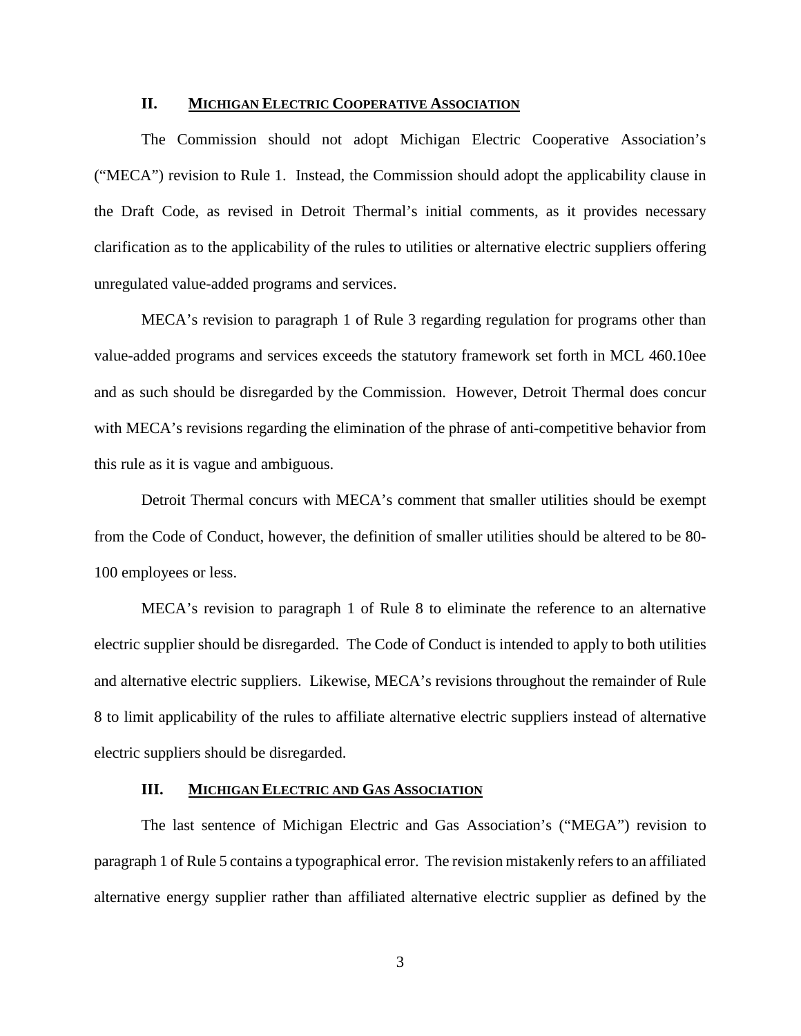## II. MICHIGAN ELECTRIC COOPERATIVE ASSOCIATION

The Commission should not adopt Michigan Electric Cooperative Association's ("MECA") revision to Rule 1. Instead, the Commission should adopt the applicability clause in the Draft Code, as revised in Detroit Thermal's initial comments, as it provides necessary clarification as to the applicability of the rules to utilities or alternative electric suppliers offering unregulated value-added programs and services.

MECA's revision to paragraph 1 of Rule 3 regarding regulation for programs other than value-added programs and services exceeds the statutory framework set forth in MCL 460.10ee and as such should be disregarded by the Commission. However, Detroit Thermal does concur with MECA's revisions regarding the elimination of the phrase of anti-competitive behavior from this rule as it is vague and ambiguous.

Detroit Thermal concurs with MECA's comment that smaller utilities should be exempt from the Code of Conduct, however, the definition of smaller utilities should be altered to be 80-100 employees or less.

MECA's revision to paragraph 1 of Rule 8 to eliminate the reference to an alternative electric supplier should be disregarded. The Code of Conduct is intended to apply to both utilities and alternative electric suppliers. Likewise, MECA's revisions throughout the remainder of Rule 8 to limit applicability of the rules to affiliate alternative electric suppliers instead of alternative electric suppliers should be disregarded.

## III. MICHIGAN ELECTRIC AND GAS ASSOCIATION

The last sentence of Michigan Electric and Gas Association's ("MEGA") revision to paragraph 1 of Rule 5 contains a typographical error. The revision mistakenly refers to an affiliated alternative energy supplier rather than affiliated alternative electric supplier as defined by the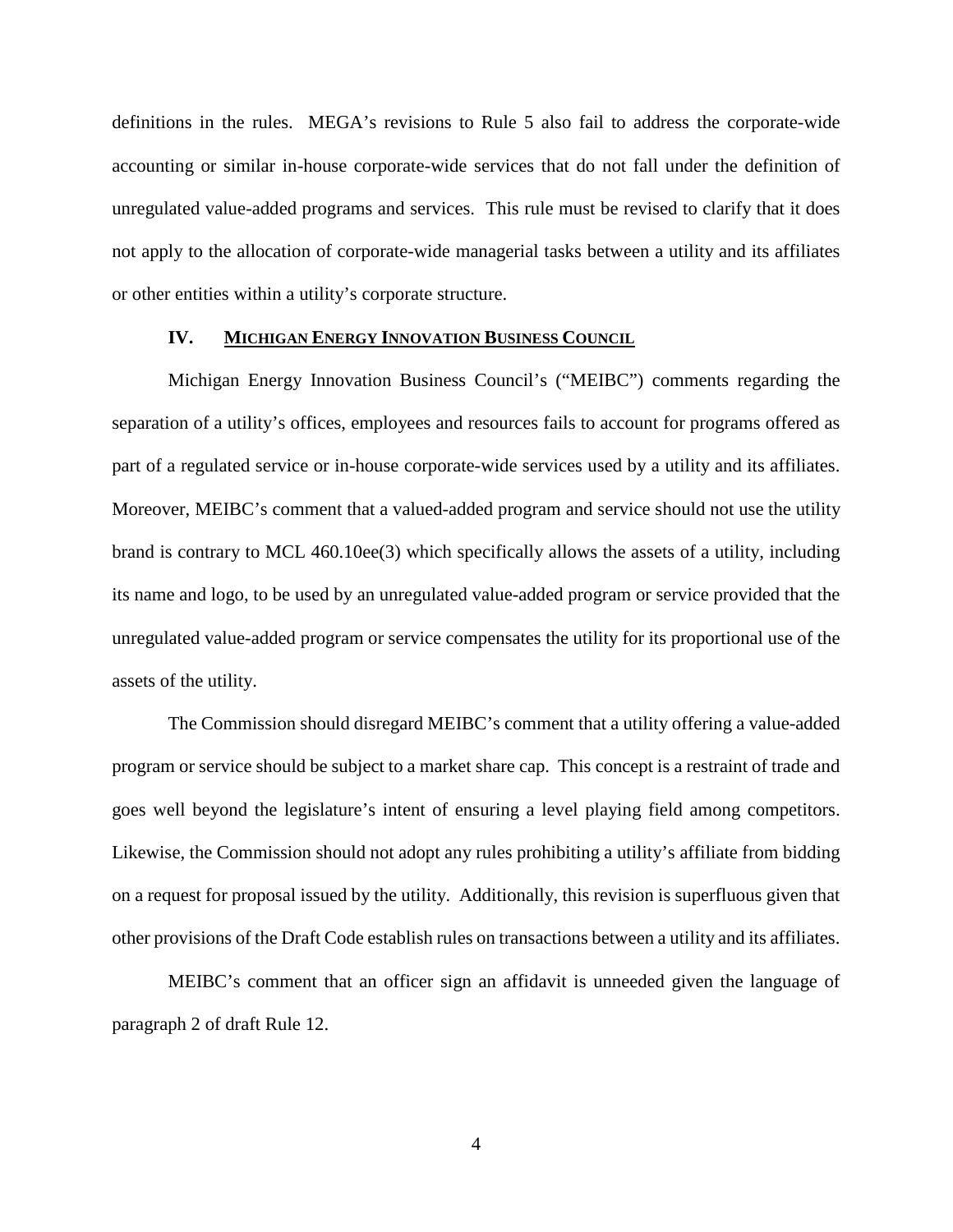definitions in the rules. MEGA's revisions to Rule 5 also fail to address the corporate-wide accounting or similar in-house corporate-wide services that do not fall under the definition of unregulated value-added programs and services. This rule must be revised to clarify that it does not apply to the allocation of corporate-wide managerial tasks between a utility and its affiliates or other entities within a utility's corporate structure.

## IV. MICHIGAN ENERGY INNOVATION BUSINESS COUNCIL

Michigan Energy Innovation Business Council's ("MEIBC") comments regarding the separation of a utility's offices, employees and resources fails to account for programs offered as part of a regulated service or in-house corporate-wide services used by a utility and its affiliates. Moreover, MEIBC's comment that a valued-added program and service should not use the utility brand is contrary to MCL 460.10ee(3) which specifically allows the assets of a utility, including its name and logo, to be used by an unregulated value-added program or service provided that the unregulated value-added program or service compensates the utility for its proportional use of the assets of the utility.

The Commission should disregard MEIBC's comment that a utility offering a value-added program or service should be subject to a market share cap. This concept is a restraint of trade and goes well beyond the legislature's intent of ensuring a level playing field among competitors. Likewise, the Commission should not adopt any rules prohibiting a utility's affiliate from bidding on a request for proposal issued by the utility. Additionally, this revision is superfluous given that other provisions of the Draft Code establish rules on transactions between a utility and its affiliates.

MEIBC's comment that an officer sign an affidavit is unneeded given the language of paragraph 2 of draft Rule 12.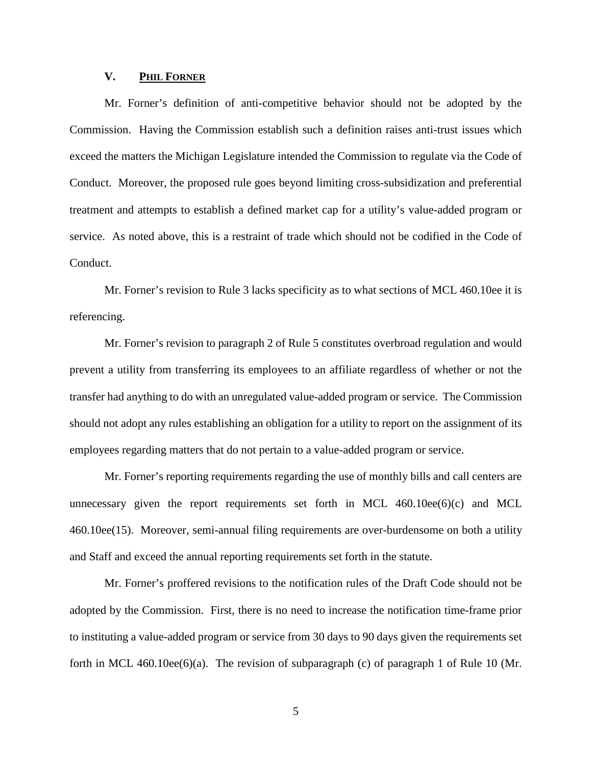## V. <u>PHIL FORNER</u>

Mr. Forner's definition of anti-competitive behavior should not be adopted by the Commission. Having the Commission establish such a definition raises anti-trust issues which exceed the matters the Michigan Legislature intended the Commission to regulate via the Code of Conduct. Moreover, the proposed rule goes beyond limiting cross-subsidization and preferential treatment and attempts to establish a defined market cap for a utility's value-added program or service. As noted above, this is a restraint of trade which should not be codified in the Code of Conduct.

Mr. Forner's revision to Rule 3 lacks specificity as to what sections of MCL 460.10ee it is referencing.

Mr. Forner's revision to paragraph 2 of Rule 5 constitutes overbroad regulation and would prevent a utility from transferring its employees to an affiliate regardless of whether or not the transfer had anything to do with an unregulated value-added program or service. The Commission should not adopt any rules establishing an obligation for a utility to report on the assignment of its employees regarding matters that do not pertain to a value-added program or service.

Mr. Forner's reporting requirements regarding the use of monthly bills and call centers are unnecessary given the report requirements set forth in MCL 460.10ee(6)(c) and MCL 460.10ee(15). Moreover, semi-annual filing requirements are over-burdensome on both a utility and Staff and exceed the annual reporting requirements set forth in the statute.

Mr. Forner's proffered revisions to the notification rules of the Draft Code should not be adopted by the Commission. First, there is no need to increase the notification time-frame prior to instituting a value-added program or service from 30 days to 90 days given the requirements set forth in MCL 460.10ee(6)(a). The revision of subparagraph (c) of paragraph 1 of Rule 10 (Mr.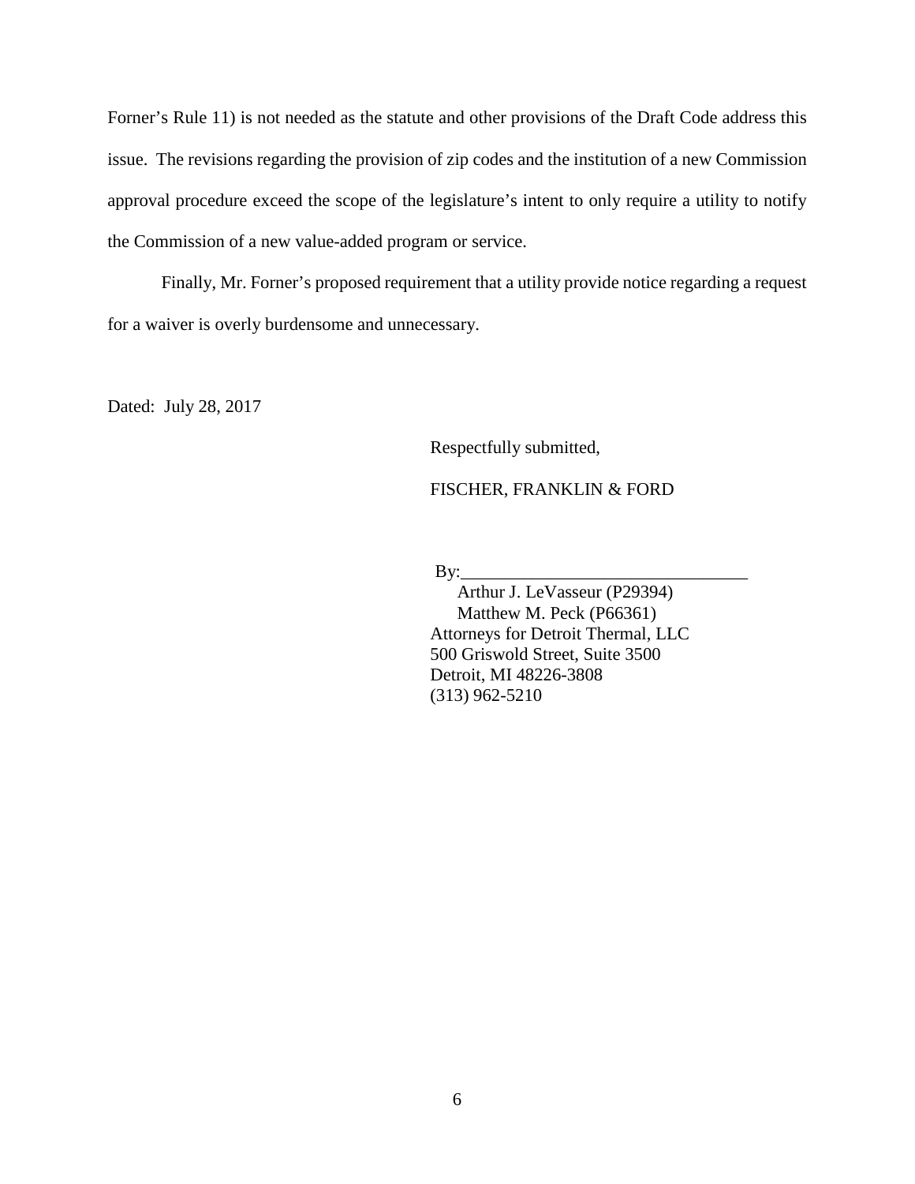Forner's Rule 11) is not needed as the statute and other provisions of the Draft Code address this issue. The revisions regarding the provision of zip codes and the institution of a new Commission approval procedure exceed the scope of the legislature's intent to only require a utility to notify the Commission of a new value-added program or service.

Finally, Mr. Forner's proposed requirement that a utility provide notice regarding a request for a waiver is overly burdensome and unnecessary.

Dated: July 28, 2017

Respectfully submitted,

FISCHER, FRANKLIN & FORD

By:________________________________
Arthur J. LeVasseur (P29394)
Matthew M. Peck (P66361)
Attorneys for Detroit Thermal, LLC
500 Griswold Street, Suite 3500
Detroit, MI 48226-3808
(313) 962-5210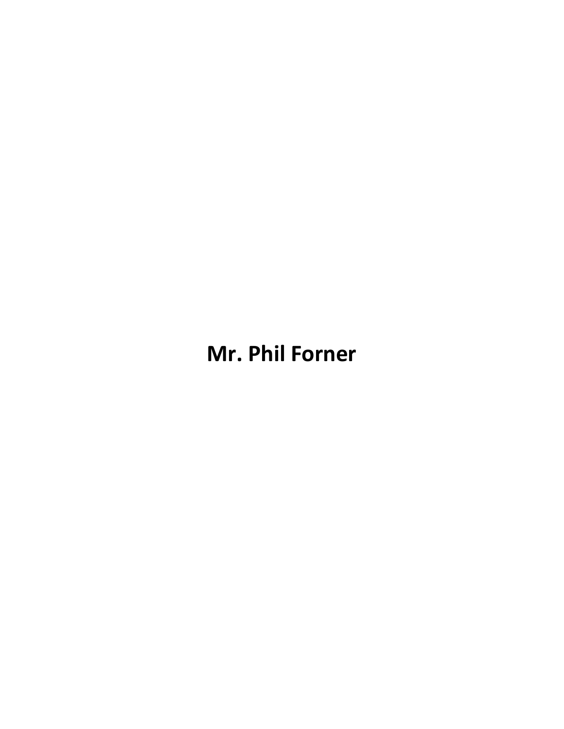**Mr. Phil Forner**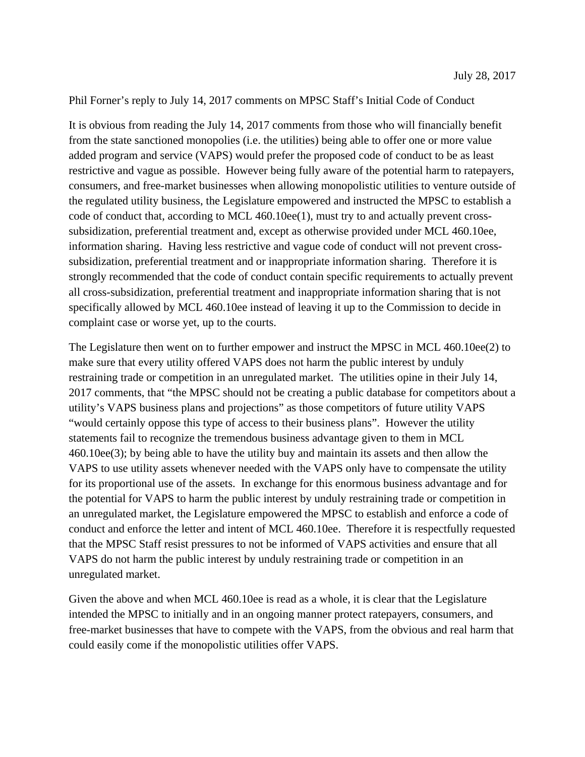July 28, 2017

Phil Forner's reply to July 14, 2017 comments on MPSC Staff's Initial Code of Conduct

It is obvious from reading the July 14, 2017 comments from those who will financially benefit from the state sanctioned monopolies (i.e. the utilities) being able to offer one or more value added program and service (VAPS) would prefer the proposed code of conduct to be as least restrictive and vague as possible. However being fully aware of the potential harm to ratepayers, consumers, and free-market businesses when allowing monopolistic utilities to venture outside of the regulated utility business, the Legislature empowered and instructed the MPSC to establish a code of conduct that, according to MCL 460.10ee(1), must try to and actually prevent cross-subsidization, preferential treatment and, except as otherwise provided under MCL 460.10ee, information sharing. Having less restrictive and vague code of conduct will not prevent cross-subsidization, preferential treatment and or inappropriate information sharing. Therefore it is strongly recommended that the code of conduct contain specific requirements to actually prevent all cross-subsidization, preferential treatment and inappropriate information sharing that is not specifically allowed by MCL 460.10ee instead of leaving it up to the Commission to decide in complaint case or worse yet, up to the courts.

The Legislature then went on to further empower and instruct the MPSC in MCL 460.10ee(2) to make sure that every utility offered VAPS does not harm the public interest by unduly restraining trade or competition in an unregulated market. The utilities opine in their July 14, 2017 comments, that "the MPSC should not be creating a public database for competitors about a utility's VAPS business plans and projections" as those competitors of future utility VAPS "would certainly oppose this type of access to their business plans". However the utility statements fail to recognize the tremendous business advantage given to them in MCL 460.10ee(3); by being able to have the utility buy and maintain its assets and then allow the VAPS to use utility assets whenever needed with the VAPS only have to compensate the utility for its proportional use of the assets. In exchange for this enormous business advantage and for the potential for VAPS to harm the public interest by unduly restraining trade or competition in an unregulated market, the Legislature empowered the MPSC to establish and enforce a code of conduct and enforce the letter and intent of MCL 460.10ee. Therefore it is respectfully requested that the MPSC Staff resist pressures to not be informed of VAPS activities and ensure that all VAPS do not harm the public interest by unduly restraining trade or competition in an unregulated market.

Given the above and when MCL 460.10ee is read as a whole, it is clear that the Legislature intended the MPSC to initially and in an ongoing manner protect ratepayers, consumers, and free-market businesses that have to compete with the VAPS, from the obvious and real harm that could easily come if the monopolistic utilities offer VAPS.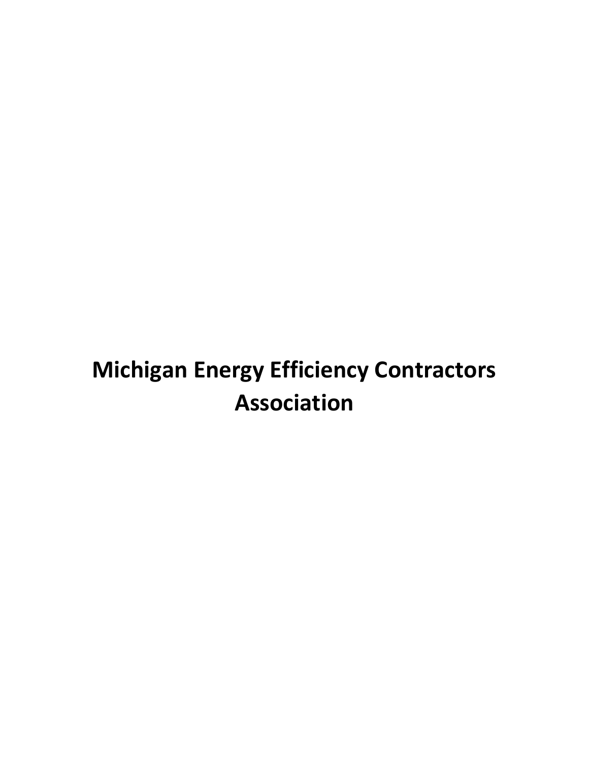# Michigan Energy Efficiency Contractors Association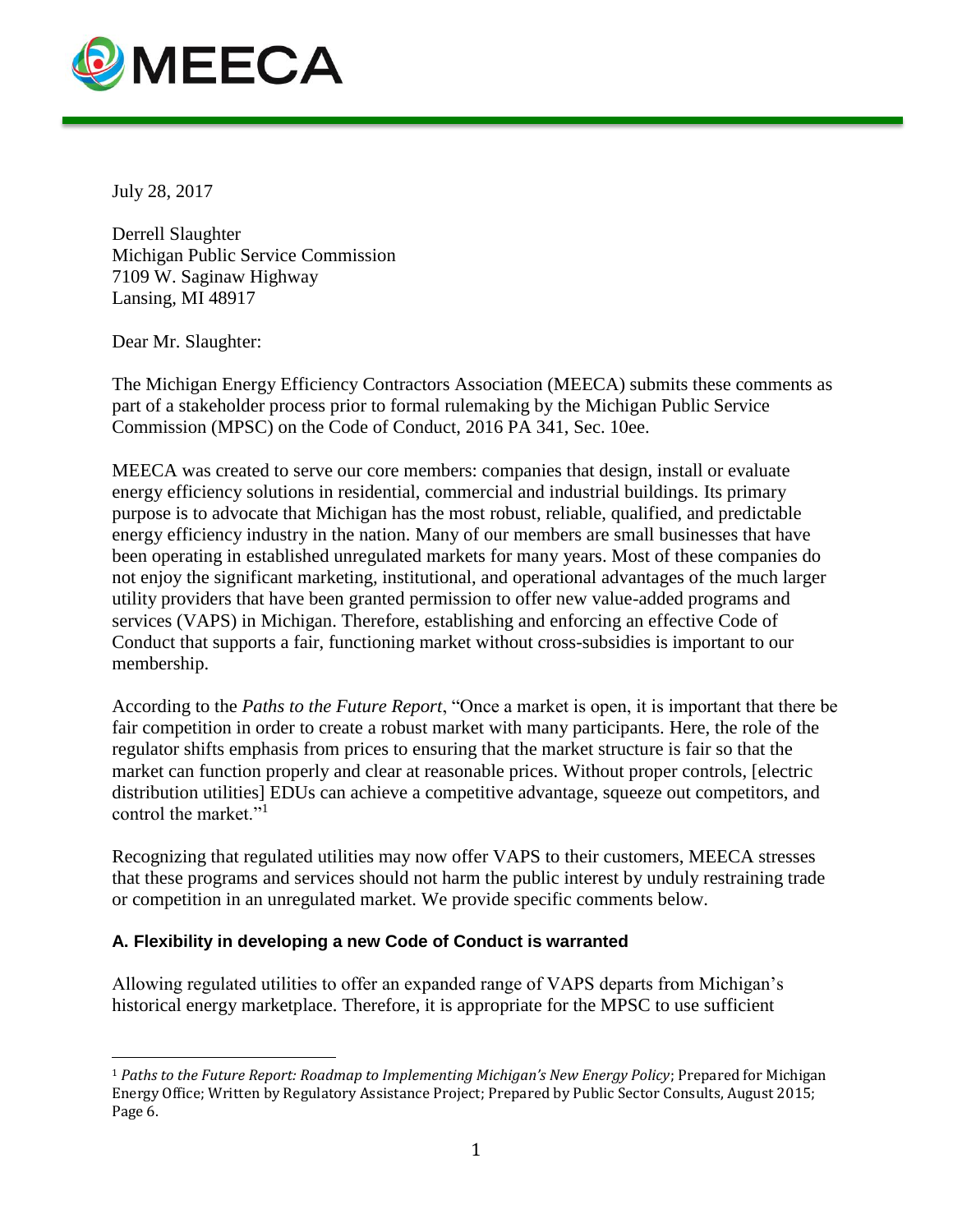July 28, 2017

Derrell Slaughter
Michigan Public Service Commission
7109 W. Saginaw Highway
Lansing, MI 48917

Dear Mr. Slaughter:

The Michigan Energy Efficiency Contractors Association (MEECA) submits these comments as part of a stakeholder process prior to formal rulemaking by the Michigan Public Service Commission (MPSC) on the Code of Conduct, 2016 PA 341, Sec. 10ee.

MEECA was created to serve our core members: companies that design, install or evaluate energy efficiency solutions in residential, commercial and industrial buildings. Its primary purpose is to advocate that Michigan has the most robust, reliable, qualified, and predictable energy efficiency industry in the nation. Many of our members are small businesses that have been operating in established unregulated markets for many years. Most of these companies do not enjoy the significant marketing, institutional, and operational advantages of the much larger utility providers that have been granted permission to offer new value-added programs and services (VAPS) in Michigan. Therefore, establishing and enforcing an effective Code of Conduct that supports a fair, functioning market without cross-subsidies is important to our membership.

According to the *Paths to the Future Report*, "Once a market is open, it is important that there be fair competition in order to create a robust market with many participants. Here, the role of the regulator shifts emphasis from prices to ensuring that the market structure is fair so that the market can function properly and clear at reasonable prices. Without proper controls, [electric distribution utilities] EDUs can achieve a competitive advantage, squeeze out competitors, and control the market."[1]

Recognizing that regulated utilities may now offer VAPS to their customers, MEECA stresses that these programs and services should not harm the public interest by unduly restraining trade or competition in an unregulated market. We provide specific comments below.

### A. Flexibility in developing a new Code of Conduct is warranted

Allowing regulated utilities to offer an expanded range of VAPS departs from Michigan's historical energy marketplace. Therefore, it is appropriate for the MPSC to use sufficient

---

[1] *Paths to the Future Report: Roadmap to Implementing Michigan's New Energy Policy*; Prepared for Michigan Energy Office; Written by Regulatory Assistance Project; Prepared by Public Sector Consults, August 2015; Page 6.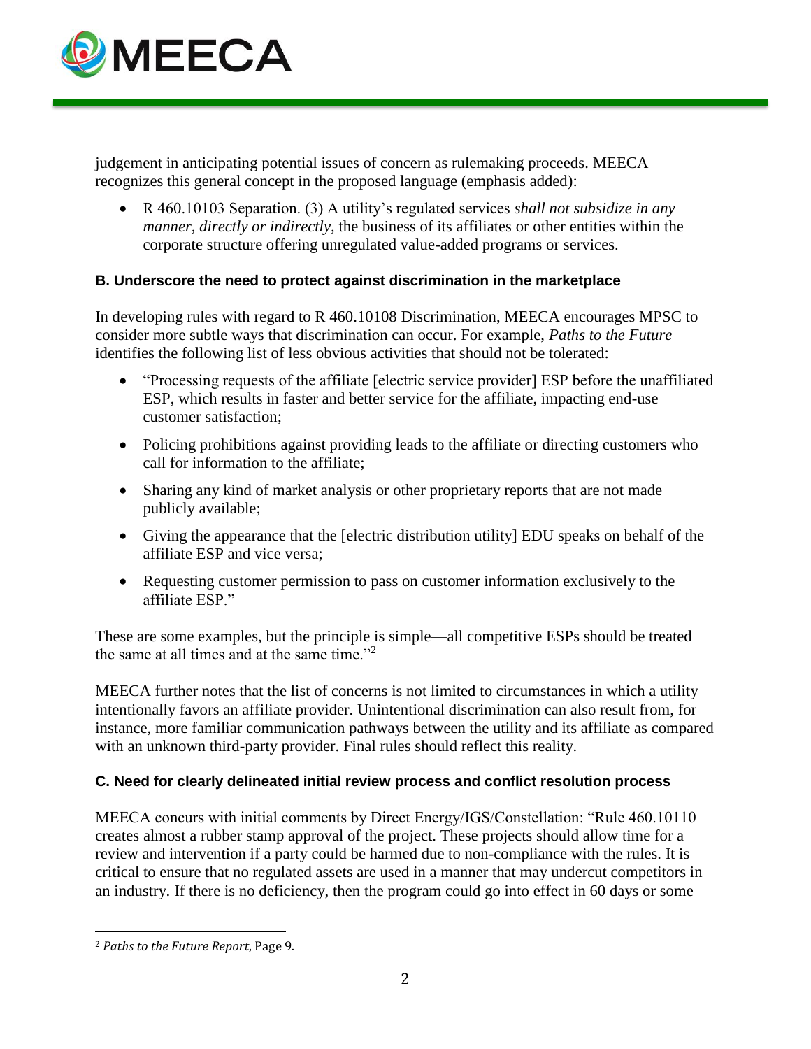judgement in anticipating potential issues of concern as rulemaking proceeds. MEECA recognizes this general concept in the proposed language (emphasis added):

- R 460.10103 Separation. (3) A utility's regulated services *shall not subsidize in any manner, directly or indirectly,* the business of its affiliates or other entities within the corporate structure offering unregulated value-added programs or services.

### B. Underscore the need to protect against discrimination in the marketplace

In developing rules with regard to R 460.10108 Discrimination, MEECA encourages MPSC to consider more subtle ways that discrimination can occur. For example, *Paths to the Future* identifies the following list of less obvious activities that should not be tolerated:

- "Processing requests of the affiliate [electric service provider] ESP before the unaffiliated ESP, which results in faster and better service for the affiliate, impacting end-use customer satisfaction;
- Policing prohibitions against providing leads to the affiliate or directing customers who call for information to the affiliate;
- Sharing any kind of market analysis or other proprietary reports that are not made publicly available;
- Giving the appearance that the [electric distribution utility] EDU speaks on behalf of the affiliate ESP and vice versa;
- Requesting customer permission to pass on customer information exclusively to the affiliate ESP."

These are some examples, but the principle is simple—all competitive ESPs should be treated the same at all times and at the same time."[2]

MEECA further notes that the list of concerns is not limited to circumstances in which a utility intentionally favors an affiliate provider. Unintentional discrimination can also result from, for instance, more familiar communication pathways between the utility and its affiliate as compared with an unknown third-party provider. Final rules should reflect this reality.

### C. Need for clearly delineated initial review process and conflict resolution process

MEECA concurs with initial comments by Direct Energy/IGS/Constellation: "Rule 460.10110 creates almost a rubber stamp approval of the project. These projects should allow time for a review and intervention if a party could be harmed due to non-compliance with the rules. It is critical to ensure that no regulated assets are used in a manner that may undercut competitors in an industry. If there is no deficiency, then the program could go into effect in 60 days or some

---

[2] *Paths to the Future Report,* Page 9.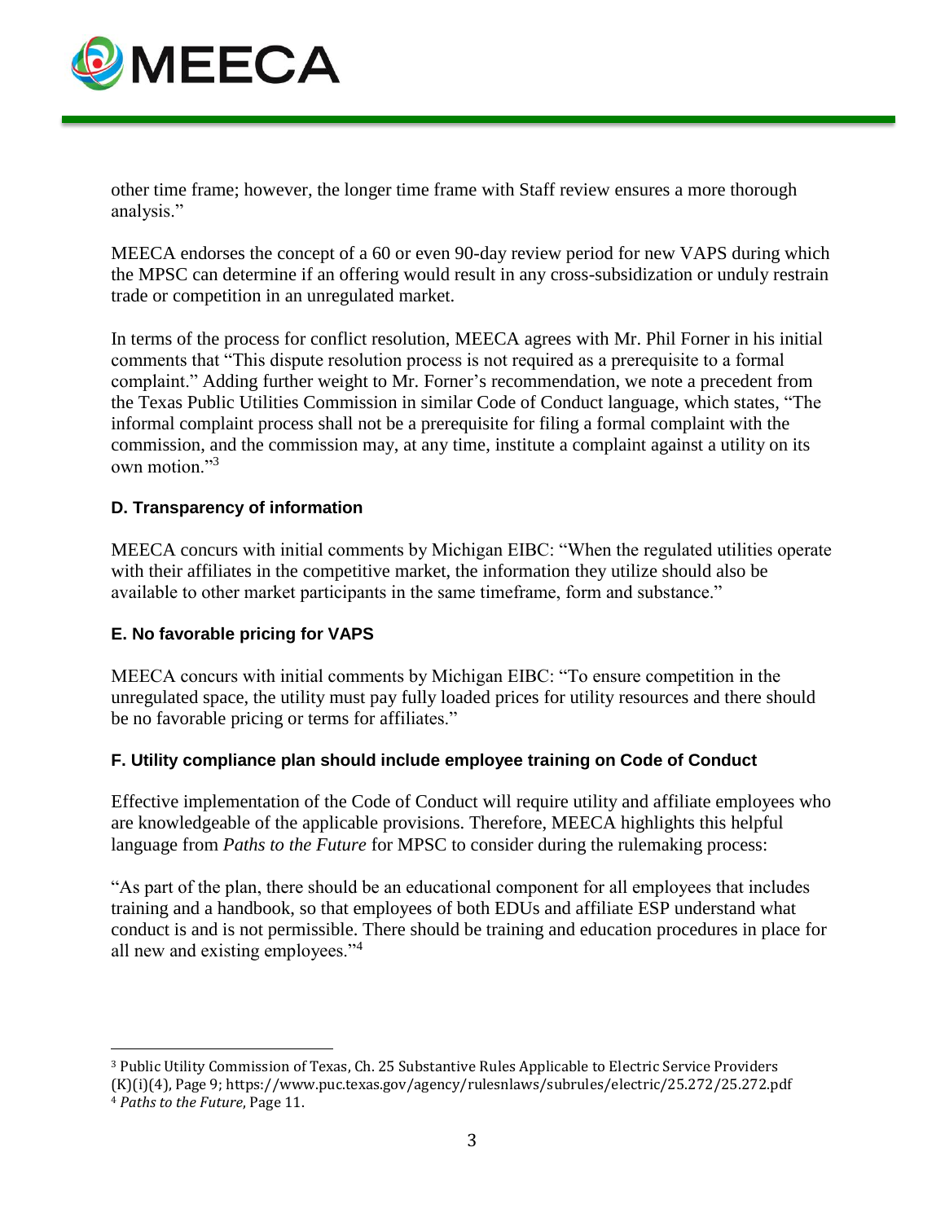other time frame; however, the longer time frame with Staff review ensures a more thorough analysis."

MEECA endorses the concept of a 60 or even 90-day review period for new VAPS during which the MPSC can determine if an offering would result in any cross-subsidization or unduly restrain trade or competition in an unregulated market.

In terms of the process for conflict resolution, MEECA agrees with Mr. Phil Forner in his initial comments that "This dispute resolution process is not required as a prerequisite to a formal complaint." Adding further weight to Mr. Forner's recommendation, we note a precedent from the Texas Public Utilities Commission in similar Code of Conduct language, which states, "The informal complaint process shall not be a prerequisite for filing a formal complaint with the commission, and the commission may, at any time, institute a complaint against a utility on its own motion."[3]

### D. Transparency of information

MEECA concurs with initial comments by Michigan EIBC: "When the regulated utilities operate with their affiliates in the competitive market, the information they utilize should also be available to other market participants in the same timeframe, form and substance."

### E. No favorable pricing for VAPS

MEECA concurs with initial comments by Michigan EIBC: "To ensure competition in the unregulated space, the utility must pay fully loaded prices for utility resources and there should be no favorable pricing or terms for affiliates."

### F. Utility compliance plan should include employee training on Code of Conduct

Effective implementation of the Code of Conduct will require utility and affiliate employees who are knowledgeable of the applicable provisions. Therefore, MEECA highlights this helpful language from *Paths to the Future* for MPSC to consider during the rulemaking process:

"As part of the plan, there should be an educational component for all employees that includes training and a handbook, so that employees of both EDUs and affiliate ESP understand what conduct is and is not permissible. There should be training and education procedures in place for all new and existing employees."[4]

---

[3] Public Utility Commission of Texas, Ch. 25 Substantive Rules Applicable to Electric Service Providers (K)(i)(4), Page 9; https://www.puc.texas.gov/agency/rulesnlaws/subrules/electric/25.272/25.272.pdf

[4] *Paths to the Future,* Page 11.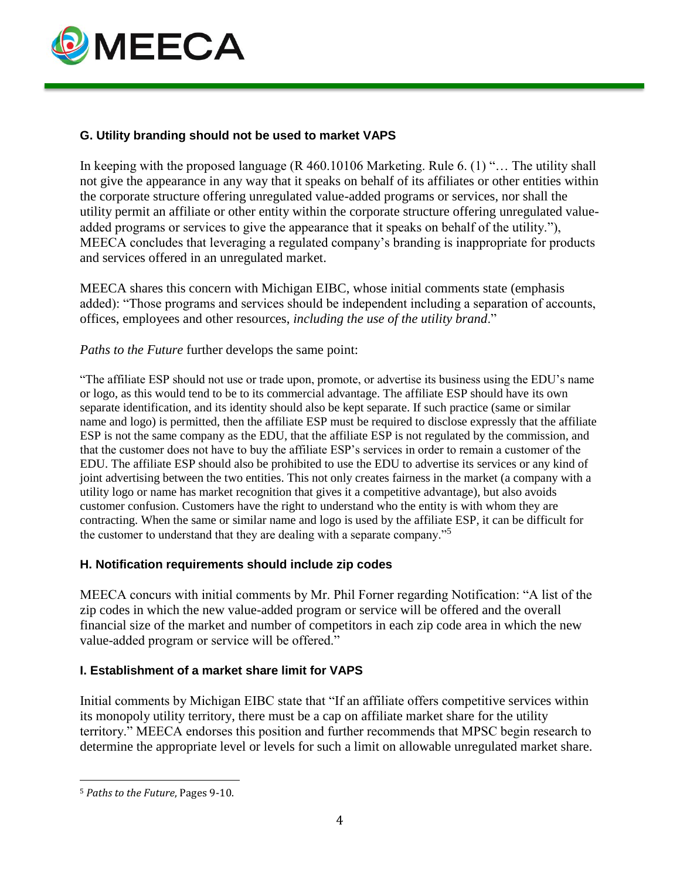### G. Utility branding should not be used to market VAPS

In keeping with the proposed language (R 460.10106 Marketing. Rule 6. (1) "… The utility shall not give the appearance in any way that it speaks on behalf of its affiliates or other entities within the corporate structure offering unregulated value-added programs or services, nor shall the utility permit an affiliate or other entity within the corporate structure offering unregulated value-added programs or services to give the appearance that it speaks on behalf of the utility."), MEECA concludes that leveraging a regulated company's branding is inappropriate for products and services offered in an unregulated market.

MEECA shares this concern with Michigan EIBC, whose initial comments state (emphasis added): "Those programs and services should be independent including a separation of accounts, offices, employees and other resources, *including the use of the utility brand*."

*Paths to the Future* further develops the same point:

"The affiliate ESP should not use or trade upon, promote, or advertise its business using the EDU's name or logo, as this would tend to be to its commercial advantage. The affiliate ESP should have its own separate identification, and its identity should also be kept separate. If such practice (same or similar name and logo) is permitted, then the affiliate ESP must be required to disclose expressly that the affiliate ESP is not the same company as the EDU, that the affiliate ESP is not regulated by the commission, and that the customer does not have to buy the affiliate ESP's services in order to remain a customer of the EDU. The affiliate ESP should also be prohibited to use the EDU to advertise its services or any kind of joint advertising between the two entities. This not only creates fairness in the market (a company with a utility logo or name has market recognition that gives it a competitive advantage), but also avoids customer confusion. Customers have the right to understand who the entity is with whom they are contracting. When the same or similar name and logo is used by the affiliate ESP, it can be difficult for the customer to understand that they are dealing with a separate company."[5]

### H. Notification requirements should include zip codes

MEECA concurs with initial comments by Mr. Phil Forner regarding Notification: "A list of the zip codes in which the new value-added program or service will be offered and the overall financial size of the market and number of competitors in each zip code area in which the new value-added program or service will be offered."

### I. Establishment of a market share limit for VAPS

Initial comments by Michigan EIBC state that "If an affiliate offers competitive services within its monopoly utility territory, there must be a cap on affiliate market share for the utility territory." MEECA endorses this position and further recommends that MPSC begin research to determine the appropriate level or levels for such a limit on allowable unregulated market share.

---

[5] *Paths to the Future,* Pages 9-10.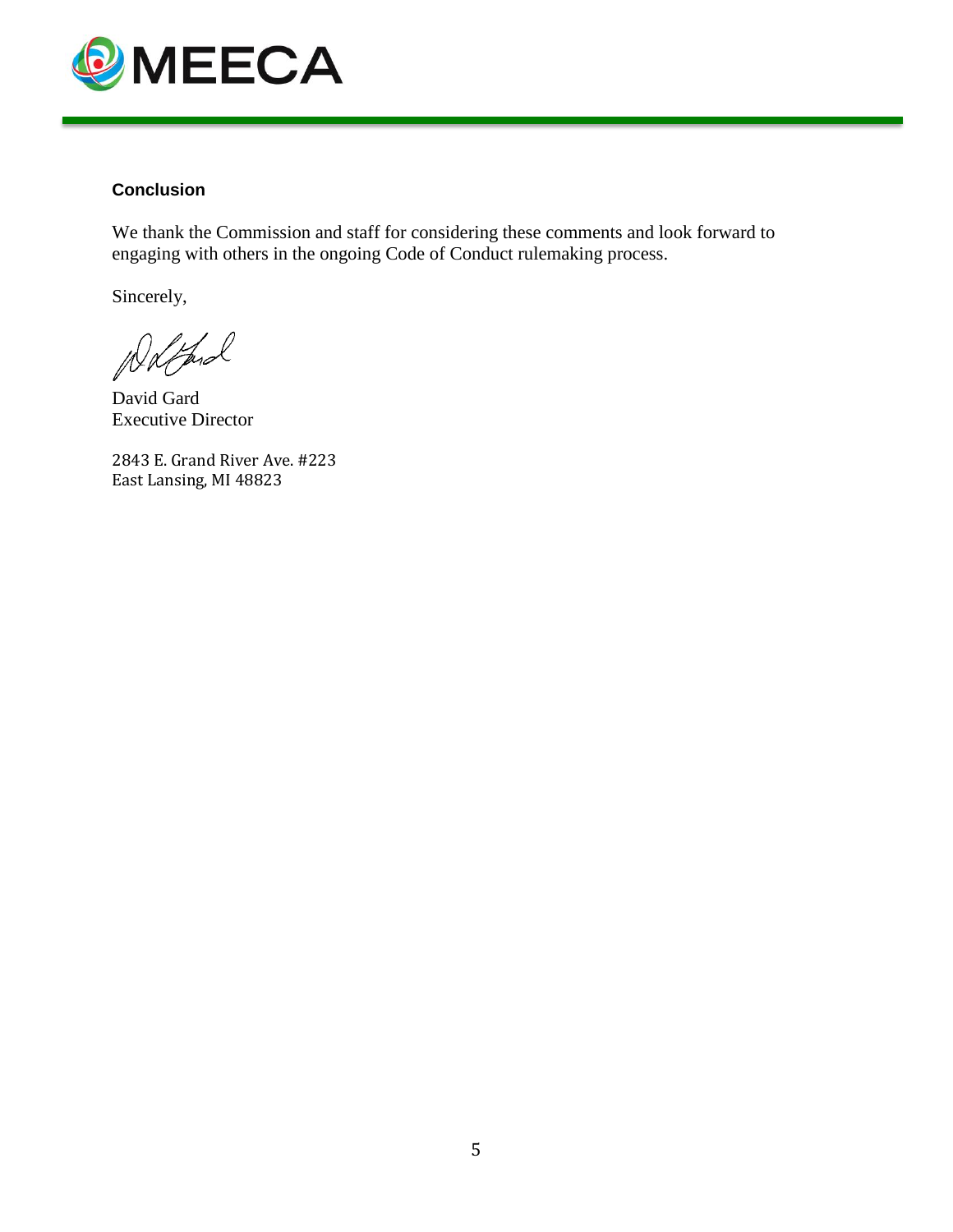### Conclusion

We thank the Commission and staff for considering these comments and look forward to engaging with others in the ongoing Code of Conduct rulemaking process.

Sincerely,

David Gard
Executive Director

2843 E. Grand River Ave. #223
East Lansing, MI 48823